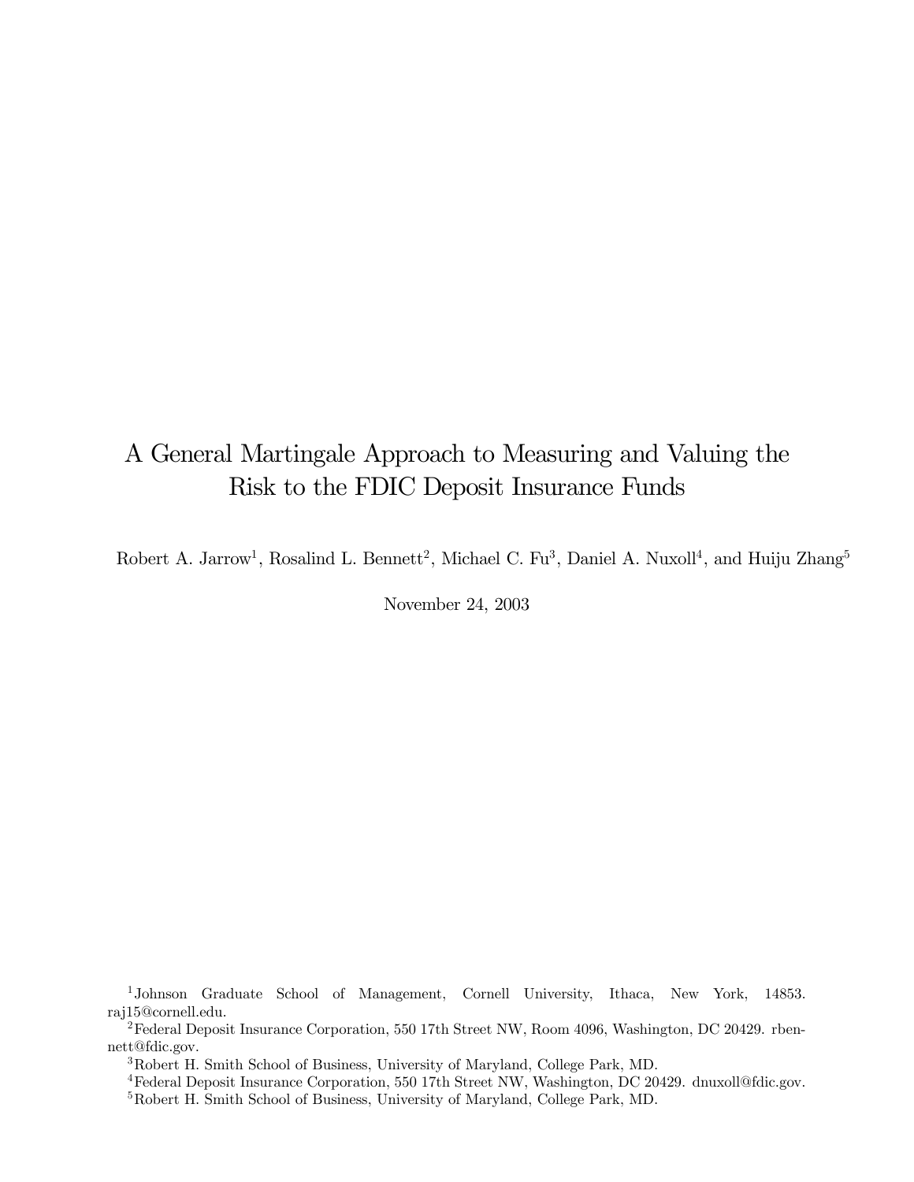# A General Martingale Approach to Measuring and Valuing the Risk to the FDIC Deposit Insurance Funds

Robert A. Jarrow[1], Rosalind L. Bennett[2], Michael C. Fu[3], Daniel A. Nuxoll[4], and Huiju Zhang[5]

November 24, 2003

[1]Johnson Graduate School of Management, Cornell University, Ithaca, New York, 14853. raj15@cornell.edu.

[2]Federal Deposit Insurance Corporation, 550 17th Street NW, Room 4096, Washington, DC 20429. rbennett@fdic.gov.

[3]Robert H. Smith School of Business, University of Maryland, College Park, MD.

[4]Federal Deposit Insurance Corporation, 550 17th Street NW, Washington, DC 20429. dnuxoll@fdic.gov.

[5]Robert H. Smith School of Business, University of Maryland, College Park, MD.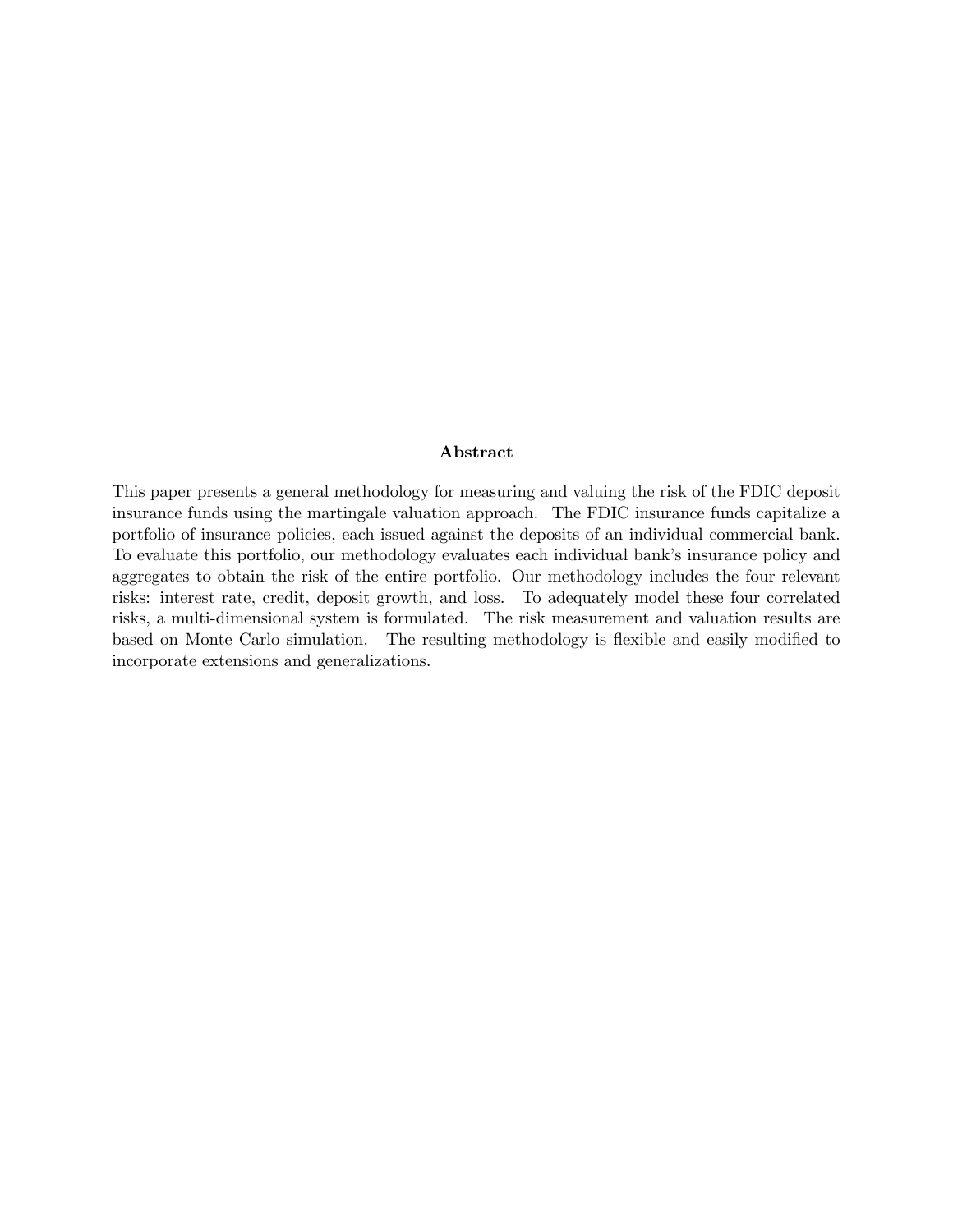## Abstract

This paper presents a general methodology for measuring and valuing the risk of the FDIC deposit insurance funds using the martingale valuation approach. The FDIC insurance funds capitalize a portfolio of insurance policies, each issued against the deposits of an individual commercial bank. To evaluate this portfolio, our methodology evaluates each individual bank's insurance policy and aggregates to obtain the risk of the entire portfolio. Our methodology includes the four relevant risks: interest rate, credit, deposit growth, and loss. To adequately model these four correlated risks, a multi-dimensional system is formulated. The risk measurement and valuation results are based on Monte Carlo simulation. The resulting methodology is flexible and easily modified to incorporate extensions and generalizations.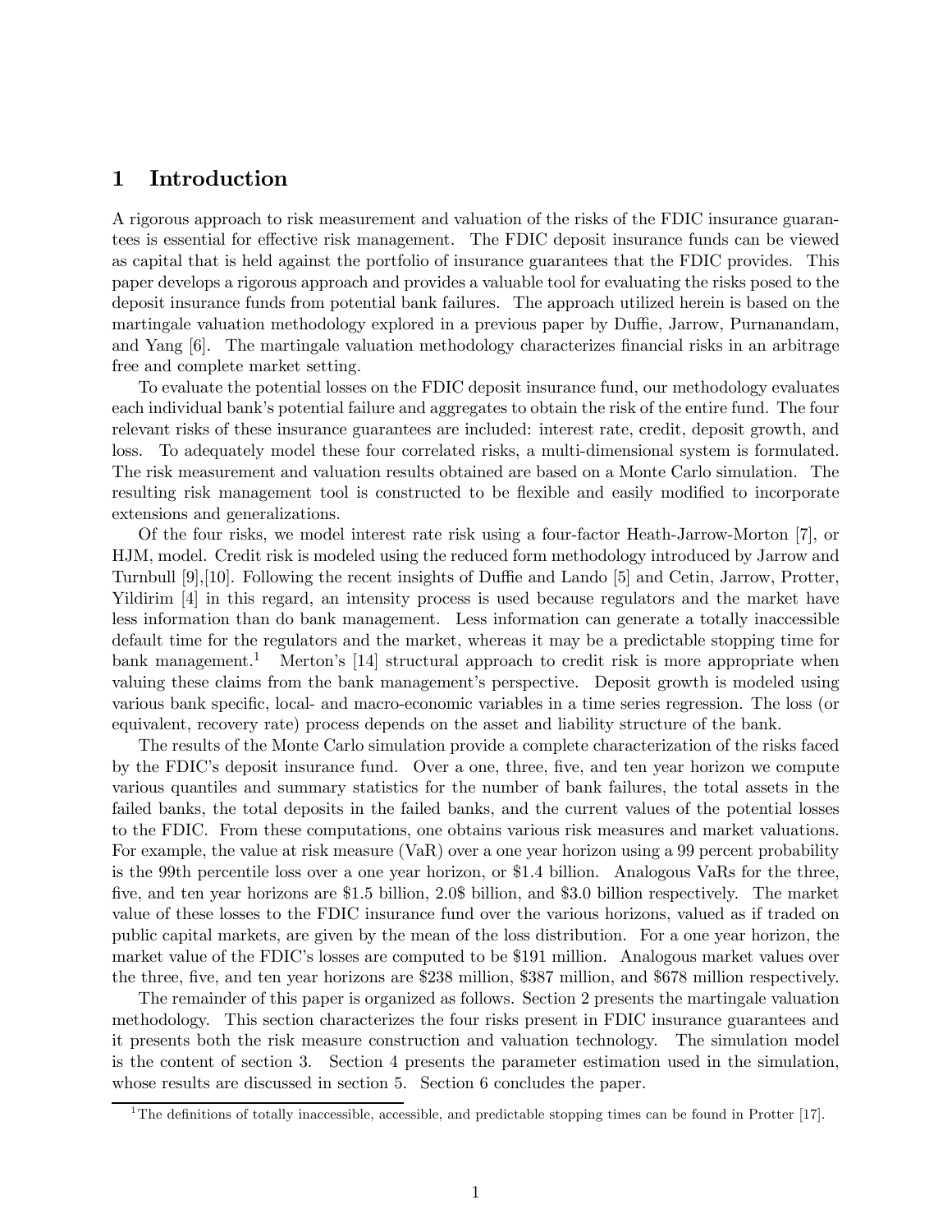## 1 Introduction

A rigorous approach to risk measurement and valuation of the risks of the FDIC insurance guarantees is essential for effective risk management. The FDIC deposit insurance funds can be viewed as capital that is held against the portfolio of insurance guarantees that the FDIC provides. This paper develops a rigorous approach and provides a valuable tool for evaluating the risks posed to the deposit insurance funds from potential bank failures. The approach utilized herein is based on the martingale valuation methodology explored in a previous paper by Duffie, Jarrow, Purnanandam, and Yang [6]. The martingale valuation methodology characterizes financial risks in an arbitrage free and complete market setting.

To evaluate the potential losses on the FDIC deposit insurance fund, our methodology evaluates each individual bank's potential failure and aggregates to obtain the risk of the entire fund. The four relevant risks of these insurance guarantees are included: interest rate, credit, deposit growth, and loss. To adequately model these four correlated risks, a multi-dimensional system is formulated. The risk measurement and valuation results obtained are based on a Monte Carlo simulation. The resulting risk management tool is constructed to be flexible and easily modified to incorporate extensions and generalizations.

Of the four risks, we model interest rate risk using a four-factor Heath-Jarrow-Morton [7], or HJM, model. Credit risk is modeled using the reduced form methodology introduced by Jarrow and Turnbull [9],[10]. Following the recent insights of Duffie and Lando [5] and Cetin, Jarrow, Protter, Yildirim [4] in this regard, an intensity process is used because regulators and the market have less information than do bank management. Less information can generate a totally inaccessible default time for the regulators and the market, whereas it may be a predictable stopping time for bank management.[1] Merton's [14] structural approach to credit risk is more appropriate when valuing these claims from the bank management's perspective. Deposit growth is modeled using various bank specific, local- and macro-economic variables in a time series regression. The loss (or equivalent, recovery rate) process depends on the asset and liability structure of the bank.

The results of the Monte Carlo simulation provide a complete characterization of the risks faced by the FDIC's deposit insurance fund. Over a one, three, five, and ten year horizon we compute various quantiles and summary statistics for the number of bank failures, the total assets in the failed banks, the total deposits in the failed banks, and the current values of the potential losses to the FDIC. From these computations, one obtains various risk measures and market valuations. For example, the value at risk measure (VaR) over a one year horizon using a 99 percent probability is the 99th percentile loss over a one year horizon, or \$1.4 billion. Analogous VaRs for the three, five, and ten year horizons are \$1.5 billion, 2.0\$ billion, and \$3.0 billion respectively. The market value of these losses to the FDIC insurance fund over the various horizons, valued as if traded on public capital markets, are given by the mean of the loss distribution. For a one year horizon, the market value of the FDIC's losses are computed to be \$191 million. Analogous market values over the three, five, and ten year horizons are \$238 million, \$387 million, and \$678 million respectively.

The remainder of this paper is organized as follows. Section 2 presents the martingale valuation methodology. This section characterizes the four risks present in FDIC insurance guarantees and it presents both the risk measure construction and valuation technology. The simulation model is the content of section 3. Section 4 presents the parameter estimation used in the simulation, whose results are discussed in section 5. Section 6 concludes the paper.

[1] The definitions of totally inaccessible, accessible, and predictable stopping times can be found in Protter [17].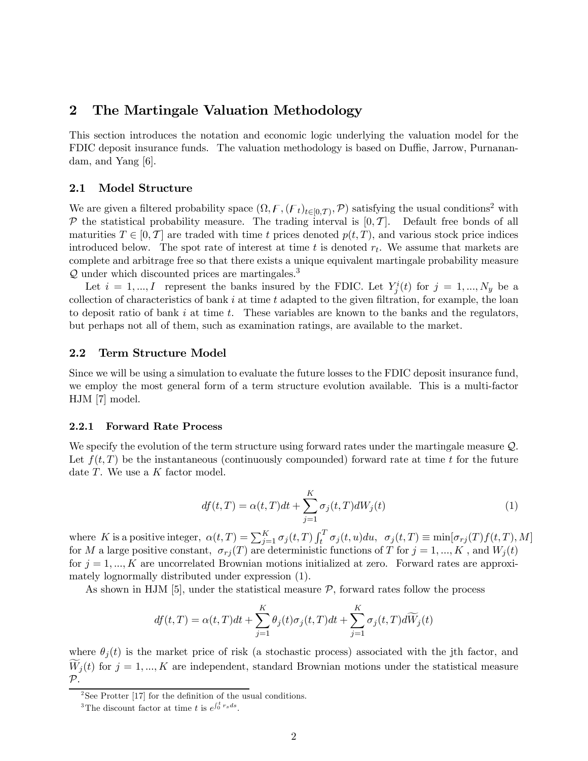## 2 The Martingale Valuation Methodology

This section introduces the notation and economic logic underlying the valuation model for the FDIC deposit insurance funds. The valuation methodology is based on Duffie, Jarrow, Purnanandam, and Yang [6].

### 2.1 Model Structure

We are given a filtered probability space $(\Omega, \mathcal{F}, (\mathcal{F}_t)_{t\in[0,\mathcal{T})}, \mathcal{P})$ satisfying the usual conditions[2] with $\mathcal{P}$ the statistical probability measure. The trading interval is $[0, \mathcal{T}]$. Default free bonds of all maturities $T \in [0, \mathcal{T}]$ are traded with time $t$ prices denoted $p(t, T)$, and various stock price indices introduced below. The spot rate of interest at time $t$ is denoted $r_t$. We assume that markets are complete and arbitrage free so that there exists a unique equivalent martingale probability measure $\mathcal{Q}$ under which discounted prices are martingales.[3]

Let $i = 1, ..., I$ represent the banks insured by the FDIC. Let $Y_j^i(t)$ for $j = 1, ..., N_y$ be a collection of characteristics of bank $i$ at time $t$ adapted to the given filtration, for example, the loan to deposit ratio of bank $i$ at time $t$. These variables are known to the banks and the regulators, but perhaps not all of them, such as examination ratings, are available to the market.

### 2.2 Term Structure Model

Since we will be using a simulation to evaluate the future losses to the FDIC deposit insurance fund, we employ the most general form of a term structure evolution available. This is a multi-factor HJM [7] model.

#### 2.2.1 Forward Rate Process

We specify the evolution of the term structure using forward rates under the martingale measure $\mathcal{Q}$. Let $f(t, T)$ be the instantaneous (continuously compounded) forward rate at time $t$ for the future date $T$. We use a $K$ factor model.

$$df(t,T) = \alpha(t,T)dt + \sum_{j=1}^{K} \sigma_j(t,T)dW_j(t) \tag{1}$$

where $K$ is a positive integer, $\alpha(t,T) = \sum_{j=1}^{K} \sigma_j(t,T) \int_t^T \sigma_j(t,u)du$, $\sigma_j(t,T) \equiv \min[\sigma_{rj}(T) f(t,T), M]$ for $M$ a large positive constant, $\sigma_{rj}(T)$ are deterministic functions of $T$ for $j = 1, ..., K$ , and $W_j(t)$ for $j = 1, ..., K$ are uncorrelated Brownian motions initialized at zero. Forward rates are approximately lognormally distributed under expression (1).

As shown in HJM [5], under the statistical measure $\mathcal{P}$, forward rates follow the process

$$df(t,T) = \alpha(t,T)dt + \sum_{j=1}^{K} \theta_j(t)\sigma_j(t,T)dt + \sum_{j=1}^{K} \sigma_j(t,T)d\widetilde{W}_j(t)$$

where $\theta_j(t)$ is the market price of risk (a stochastic process) associated with the jth factor, and $\widetilde{W}_j(t)$ for $j = 1, ..., K$ are independent, standard Brownian motions under the statistical measure $\mathcal{P}$.

[2] See Protter [17] for the definition of the usual conditions.

[3] The discount factor at time $t$ is $e^{\int_0^t r_s ds}$.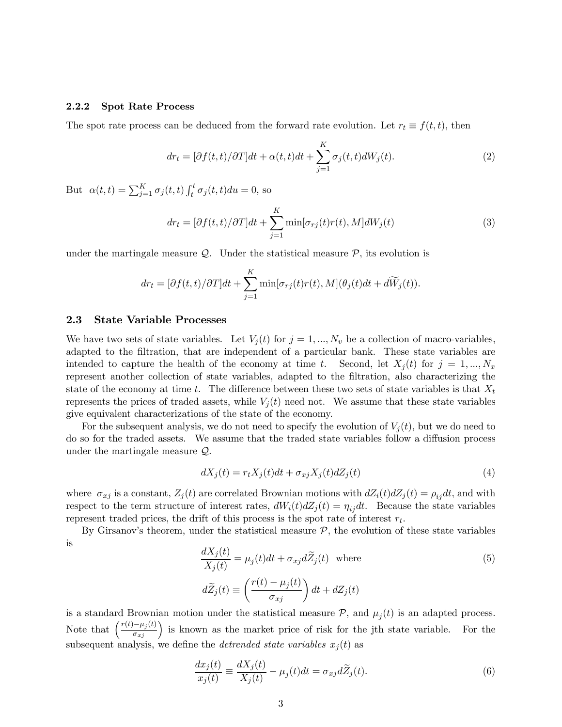### 2.2.2 Spot Rate Process

The spot rate process can be deduced from the forward rate evolution. Let $r_t \equiv f(t,t)$, then

$$dr_t = [\partial f(t,t)/\partial T]dt + \alpha(t,t)dt + \sum_{j=1}^{K} \sigma_j(t,t)dW_j(t). \tag{2}$$

But $\alpha(t,t) = \sum_{j=1}^{K} \sigma_j(t,t) \int_t^t \sigma_j(t,t)du = 0$, so

$$dr_t = [\partial f(t,t)/\partial T]dt + \sum_{j=1}^{K} \min[\sigma_{rj}(t)r(t), M]dW_j(t) \tag{3}$$

under the martingale measure $\mathcal{Q}$. Under the statistical measure $\mathcal{P}$, its evolution is

$$dr_t = [\partial f(t,t)/\partial T]dt + \sum_{j=1}^{K} \min[\sigma_{rj}(t)r(t), M](\theta_j(t)dt + d\widetilde{W}_j(t)).$$

## 2.3 State Variable Processes

We have two sets of state variables. Let $V_j(t)$ for $j = 1, ..., N_v$ be a collection of macro-variables, adapted to the filtration, that are independent of a particular bank. These state variables are intended to capture the health of the economy at time $t$. Second, let $X_j(t)$ for $j = 1, ..., N_x$ represent another collection of state variables, adapted to the filtration, also characterizing the state of the economy at time $t$. The difference between these two sets of state variables is that $X_t$ represents the prices of traded assets, while $V_j(t)$ need not. We assume that these state variables give equivalent characterizations of the state of the economy.

For the subsequent analysis, we do not need to specify the evolution of $V_j(t)$, but we do need to do so for the traded assets. We assume that the traded state variables follow a diffusion process under the martingale measure $\mathcal{Q}$.

$$dX_j(t) = r_t X_j(t)dt + \sigma_{xj} X_j(t)dZ_j(t) \tag{4}$$

where $\sigma_{xj}$ is a constant, $Z_j(t)$ are correlated Brownian motions with $dZ_i(t)dZ_j(t) = \rho_{ij}dt$, and with respect to the term structure of interest rates, $dW_i(t)dZ_j(t) = \eta_{ij}dt$. Because the state variables represent traded prices, the drift of this process is the spot rate of interest $r_t$.

By Girsanov's theorem, under the statistical measure $\mathcal{P}$, the evolution of these state variables is

$$\frac{dX_j(t)}{X_j(t)} = \mu_j(t)dt + \sigma_{xj}d\widetilde{Z}_j(t) \quad \text{where} \tag{5}$$

$$d\widetilde{Z}_j(t) \equiv \left(\frac{r(t) - \mu_j(t)}{\sigma_{xj}}\right)dt + dZ_j(t)$$

is a standard Brownian motion under the statistical measure $\mathcal{P}$, and $\mu_j(t)$ is an adapted process. Note that $\left(\frac{r(t)-\mu_j(t)}{\sigma_{xj}}\right)$ is known as the market price of risk for the jth state variable. For the subsequent analysis, we define the *detrended state variables* $x_j(t)$ as

$$\frac{dx_j(t)}{x_j(t)} \equiv \frac{dX_j(t)}{X_j(t)} - \mu_j(t)dt = \sigma_{xj}d\widetilde{Z}_j(t). \tag{6}$$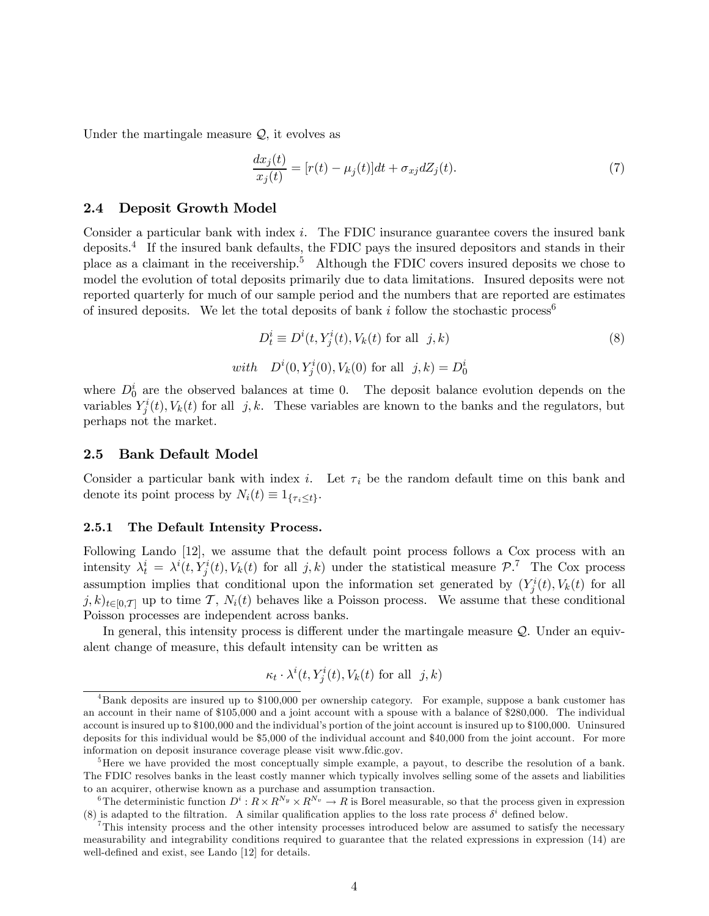Under the martingale measure $\mathcal{Q}$, it evolves as

$$\frac{dx_j(t)}{x_j(t)} = [r(t) - \mu_j(t)]dt + \sigma_{xj} dZ_j(t). \tag{7}$$

### 2.4 Deposit Growth Model

Consider a particular bank with index $i$. The FDIC insurance guarantee covers the insured bank deposits.[4] If the insured bank defaults, the FDIC pays the insured depositors and stands in their place as a claimant in the receivership.[5] Although the FDIC covers insured deposits we chose to model the evolution of total deposits primarily due to data limitations. Insured deposits were not reported quarterly for much of our sample period and the numbers that are reported are estimates of insured deposits. We let the total deposits of bank $i$ follow the stochastic process[6]

$$D_t^i \equiv D^i(t, Y_j^i(t), V_k(t) \text{ for all } \ j,k) \tag{8}$$

$$with \quad D^i(0, Y_j^i(0), V_k(0) \text{ for all } \ j,k) = D_0^i$$

where $D_0^i$ are the observed balances at time 0. The deposit balance evolution depends on the variables $Y_j^i(t), V_k(t)$ for all $j,k$. These variables are known to the banks and the regulators, but perhaps not the market.

### 2.5 Bank Default Model

Consider a particular bank with index $i$. Let $\tau_i$ be the random default time on this bank and denote its point process by $N_i(t) \equiv 1_{\{\tau_i \leq t\}}$.

#### 2.5.1 The Default Intensity Process.

Following Lando [12], we assume that the default point process follows a Cox process with an intensity $\lambda_t^i = \lambda^i(t, Y_j^i(t), V_k(t) \text{ for all } j,k)$ under the statistical measure $\mathcal{P}$.[7] The Cox process assumption implies that conditional upon the information set generated by $(Y_j^i(t), V_k(t) \text{ for all } j,k)_{t\in[0,\mathcal{T}]}$ up to time $\mathcal{T}$, $N_i(t)$ behaves like a Poisson process. We assume that these conditional Poisson processes are independent across banks.

In general, this intensity process is different under the martingale measure $\mathcal{Q}$. Under an equivalent change of measure, this default intensity can be written as

$$\kappa_t \cdot \lambda^i(t, Y_j^i(t), V_k(t) \text{ for all } \ j,k)$$

[4] Bank deposits are insured up to \$100,000 per ownership category. For example, suppose a bank customer has an account in their name of \$105,000 and a joint account with a spouse with a balance of \$280,000. The individual account is insured up to \$100,000 and the individual's portion of the joint account is insured up to \$100,000. Uninsured deposits for this individual would be \$5,000 of the individual account and \$40,000 from the joint account. For more information on deposit insurance coverage please visit www.fdic.gov.

[5] Here we have provided the most conceptually simple example, a payout, to describe the resolution of a bank. The FDIC resolves banks in the least costly manner which typically involves selling some of the assets and liabilities to an acquirer, otherwise known as a purchase and assumption transaction.

[6] The deterministic function $D^i : R \times R^{N_y} \times R^{N_v} \to R$ is Borel measurable, so that the process given in expression (8) is adapted to the filtration. A similar qualification applies to the loss rate process $\delta^i$ defined below.

[7] This intensity process and the other intensity processes introduced below are assumed to satisfy the necessary measurability and integrability conditions required to guarantee that the related expressions in expression (14) are well-defined and exist, see Lando [12] for details.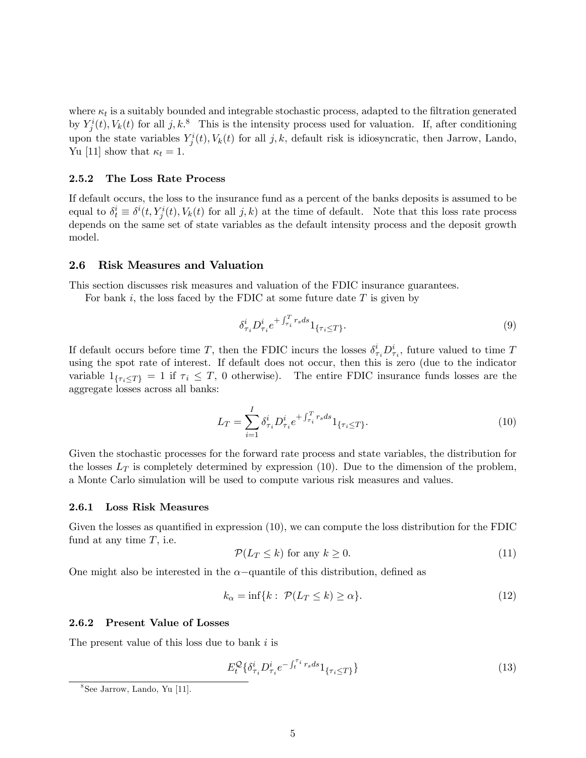where $\kappa_t$ is a suitably bounded and integrable stochastic process, adapted to the filtration generated by $Y_j^i(t), V_k(t)$ for all $j, k$.[8] This is the intensity process used for valuation. If, after conditioning upon the state variables $Y_j^i(t), V_k(t)$ for all $j, k$, default risk is idiosyncratic, then Jarrow, Lando, Yu [11] show that $\kappa_t = 1$.

### 2.5.2 The Loss Rate Process

If default occurs, the loss to the insurance fund as a percent of the banks deposits is assumed to be equal to $\delta_t^i \equiv \delta^i(t, Y_j^i(t), V_k(t)$ for all $j, k)$ at the time of default. Note that this loss rate process depends on the same set of state variables as the default intensity process and the deposit growth model.

## 2.6 Risk Measures and Valuation

This section discusses risk measures and valuation of the FDIC insurance guarantees.

For bank $i$, the loss faced by the FDIC at some future date $T$ is given by

$$\delta_{\tau_i}^i D_{\tau_i}^i e^{+\int_{\tau_i}^T r_s ds} 1_{\{\tau_i \leq T\}}. \tag{9}$$

If default occurs before time $T$, then the FDIC incurs the losses $\delta_{\tau_i}^i D_{\tau_i}^i$, future valued to time $T$ using the spot rate of interest. If default does not occur, then this is zero (due to the indicator variable $1_{\{\tau_i \leq T\}} = 1$ if $\tau_i \leq T$, 0 otherwise). The entire FDIC insurance funds losses are the aggregate losses across all banks:

$$L_T = \sum_{i=1}^{I} \delta_{\tau_i}^i D_{\tau_i}^i e^{+\int_{\tau_i}^T r_s ds} 1_{\{\tau_i \leq T\}}. \tag{10}$$

Given the stochastic processes for the forward rate process and state variables, the distribution for the losses $L_T$ is completely determined by expression (10). Due to the dimension of the problem, a Monte Carlo simulation will be used to compute various risk measures and values.

### 2.6.1 Loss Risk Measures

Given the losses as quantified in expression (10), we can compute the loss distribution for the FDIC fund at any time $T$, i.e.

$$\mathcal{P}(L_T \leq k) \text{ for any } k \geq 0. \tag{11}$$

One might also be interested in the $\alpha-$quantile of this distribution, defined as

$$k_\alpha = \inf\{k : \mathcal{P}(L_T \leq k) \geq \alpha\}. \tag{12}$$

### 2.6.2 Present Value of Losses

The present value of this loss due to bank $i$ is

$$E_t^{\mathcal{Q}}\{\delta_{\tau_i}^i D_{\tau_i}^i e^{-\int_t^{\tau_i} r_s ds} 1_{\{\tau_i \leq T\}}\} \tag{13}$$

[8] See Jarrow, Lando, Yu [11].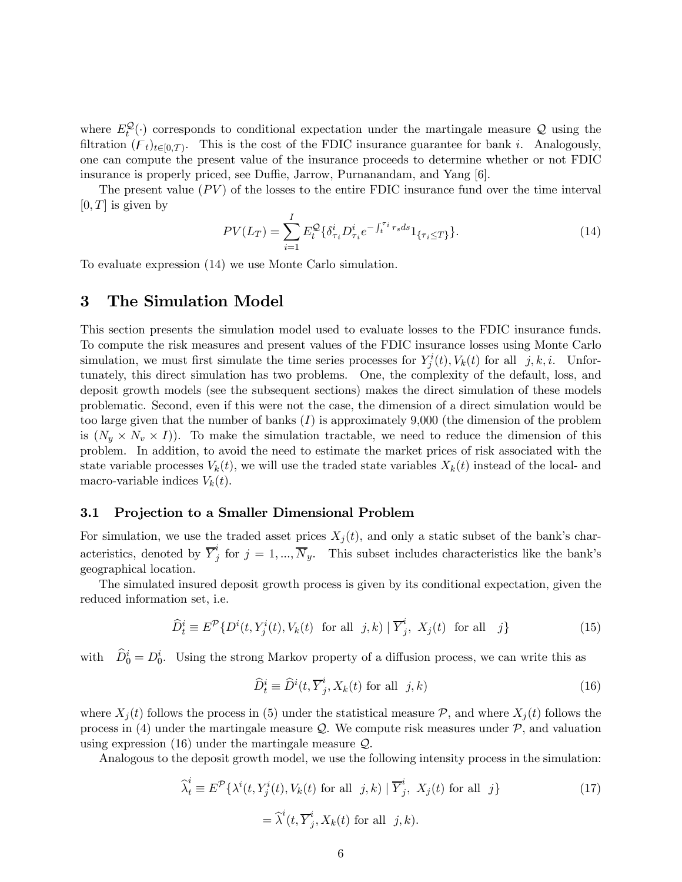where $E_t^{\mathcal{Q}}(\cdot)$ corresponds to conditional expectation under the martingale measure $\mathcal{Q}$ using the filtration $(F_t)_{t\in[0,\mathcal{T})}$. This is the cost of the FDIC insurance guarantee for bank $i$. Analogously, one can compute the present value of the insurance proceeds to determine whether or not FDIC insurance is properly priced, see Duffie, Jarrow, Purnanandam, and Yang [6].

The present value $(PV)$ of the losses to the entire FDIC insurance fund over the time interval $[0, T]$ is given by

$$PV(L_T) = \sum_{i=1}^{I} E_t^{\mathcal{Q}}\{\delta_{\tau_i}^i D_{\tau_i}^i e^{-\int_t^{\tau_i} r_s ds} 1_{\{\tau_i \leq T\}}\}. \tag{14}$$

To evaluate expression (14) we use Monte Carlo simulation.

## 3 The Simulation Model

This section presents the simulation model used to evaluate losses to the FDIC insurance funds. To compute the risk measures and present values of the FDIC insurance losses using Monte Carlo simulation, we must first simulate the time series processes for $Y_j^i(t), V_k(t)$ for all $j, k, i$. Unfortunately, this direct simulation has two problems. One, the complexity of the default, loss, and deposit growth models (see the subsequent sections) makes the direct simulation of these models problematic. Second, even if this were not the case, the dimension of a direct simulation would be too large given that the number of banks $(I)$ is approximately 9,000 (the dimension of the problem is $(N_y \times N_v \times I)$). To make the simulation tractable, we need to reduce the dimension of this problem. In addition, to avoid the need to estimate the market prices of risk associated with the state variable processes $V_k(t)$, we will use the traded state variables $X_k(t)$ instead of the local- and macro-variable indices $V_k(t)$.

### 3.1 Projection to a Smaller Dimensional Problem

For simulation, we use the traded asset prices $X_j(t)$, and only a static subset of the bank's characteristics, denoted by $\overline{Y}_j^i$ for $j = 1, ..., \overline{N}_y$. This subset includes characteristics like the bank's geographical location.

The simulated insured deposit growth process is given by its conditional expectation, given the reduced information set, i.e.

$$\widehat{D}_t^i \equiv E^{\mathcal{P}}\{D^i(t, Y_j^i(t), V_k(t) \text{ for all } j, k) \mid \overline{Y}_j^i, \ X_j(t) \text{ for all } j\} \tag{15}$$

with $\widehat{D}_0^i = D_0^i$. Using the strong Markov property of a diffusion process, we can write this as

$$\widehat{D}_t^i \equiv \widehat{D}^i(t, \overline{Y}_j^i, X_k(t) \text{ for all } j, k) \tag{16}$$

where $X_j(t)$ follows the process in (5) under the statistical measure $\mathcal{P}$, and where $X_j(t)$ follows the process in (4) under the martingale measure $\mathcal{Q}$. We compute risk measures under $\mathcal{P}$, and valuation using expression (16) under the martingale measure $\mathcal{Q}$.

Analogous to the deposit growth model, we use the following intensity process in the simulation:

$$\widehat{\lambda}_t^i \equiv E^{\mathcal{P}}\{\lambda^i(t, Y_j^i(t), V_k(t) \text{ for all } j, k) \mid \overline{Y}_j^i, \ X_j(t) \text{ for all } j\} \tag{17}$$

$$= \widehat{\lambda}^i(t, \overline{Y}_j^i, X_k(t) \text{ for all } j, k).$$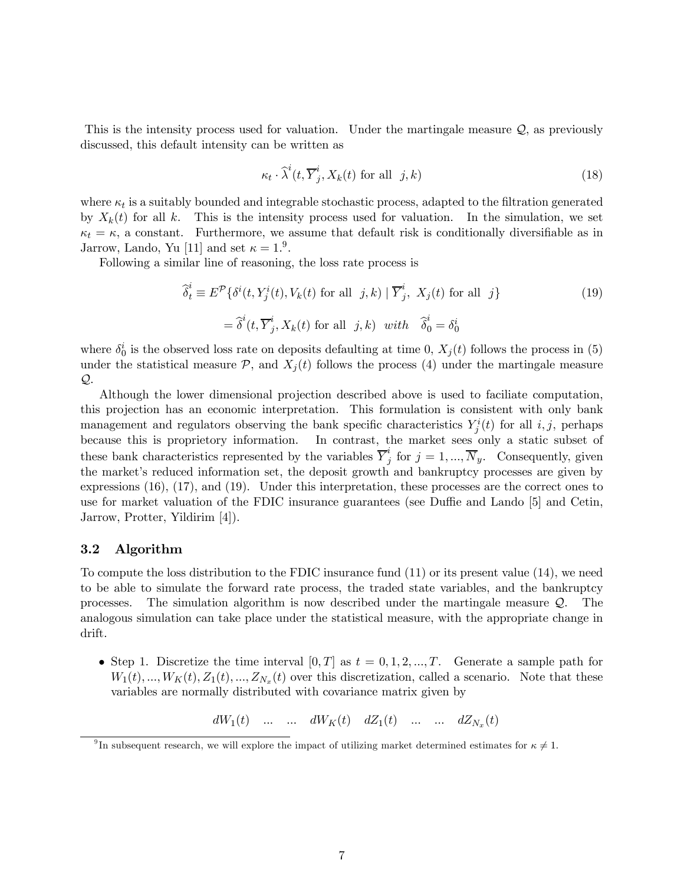This is the intensity process used for valuation. Under the martingale measure $\mathcal{Q}$, as previously discussed, this default intensity can be written as

$$\kappa_t \cdot \widehat{\lambda}^i(t, \overline{Y}^i_j, X_k(t) \text{ for all } j,k) \tag{18}$$

where $\kappa_t$ is a suitably bounded and integrable stochastic process, adapted to the filtration generated by $X_k(t)$ for all $k$. This is the intensity process used for valuation. In the simulation, we set $\kappa_t = \kappa$, a constant. Furthermore, we assume that default risk is conditionally diversifiable as in Jarrow, Lando, Yu [11] and set $\kappa = 1$.[9].

Following a similar line of reasoning, the loss rate process is

$$\widehat{\delta}^i_t \equiv E^{\mathcal{P}}\{\delta^i(t, Y^i_j(t), V_k(t) \text{ for all } j,k) \mid \overline{Y}^i_j, \; X_j(t) \text{ for all } j\} \tag{19}$$

$$= \widehat{\delta}^i(t, \overline{Y}^i_j, X_k(t) \text{ for all } j,k) \;\; with \;\; \widehat{\delta}^i_0 = \delta^i_0$$

where $\delta^i_0$ is the observed loss rate on deposits defaulting at time 0, $X_j(t)$ follows the process in (5) under the statistical measure $\mathcal{P}$, and $X_j(t)$ follows the process (4) under the martingale measure $\mathcal{Q}$.

Although the lower dimensional projection described above is used to faciliate computation, this projection has an economic interpretation. This formulation is consistent with only bank management and regulators observing the bank specific characteristics $Y^i_j(t)$ for all $i, j$, perhaps because this is proprietory information. In contrast, the market sees only a static subset of these bank characteristics represented by the variables $\overline{Y}^i_j$ for $j = 1, ..., \overline{N}_y$. Consequently, given the market's reduced information set, the deposit growth and bankruptcy processes are given by expressions (16), (17), and (19). Under this interpretation, these processes are the correct ones to use for market valuation of the FDIC insurance guarantees (see Duffie and Lando [5] and Cetin, Jarrow, Protter, Yildirim [4]).

### 3.2 Algorithm

To compute the loss distribution to the FDIC insurance fund (11) or its present value (14), we need to be able to simulate the forward rate process, the traded state variables, and the bankruptcy processes. The simulation algorithm is now described under the martingale measure $\mathcal{Q}$. The analogous simulation can take place under the statistical measure, with the appropriate change in drift.

- Step 1. Discretize the time interval $[0, T]$ as $t = 0, 1, 2, ..., T$. Generate a sample path for $W_1(t), ..., W_K(t), Z_1(t), ..., Z_{N_x}(t)$ over this discretization, called a scenario. Note that these variables are normally distributed with covariance matrix given by

$$dW_1(t) \quad ... \quad ... \quad dW_K(t) \quad dZ_1(t) \quad ... \quad ... \quad dZ_{N_x}(t)$$

[9] In subsequent research, we will explore the impact of utilizing market determined estimates for $\kappa \neq 1$.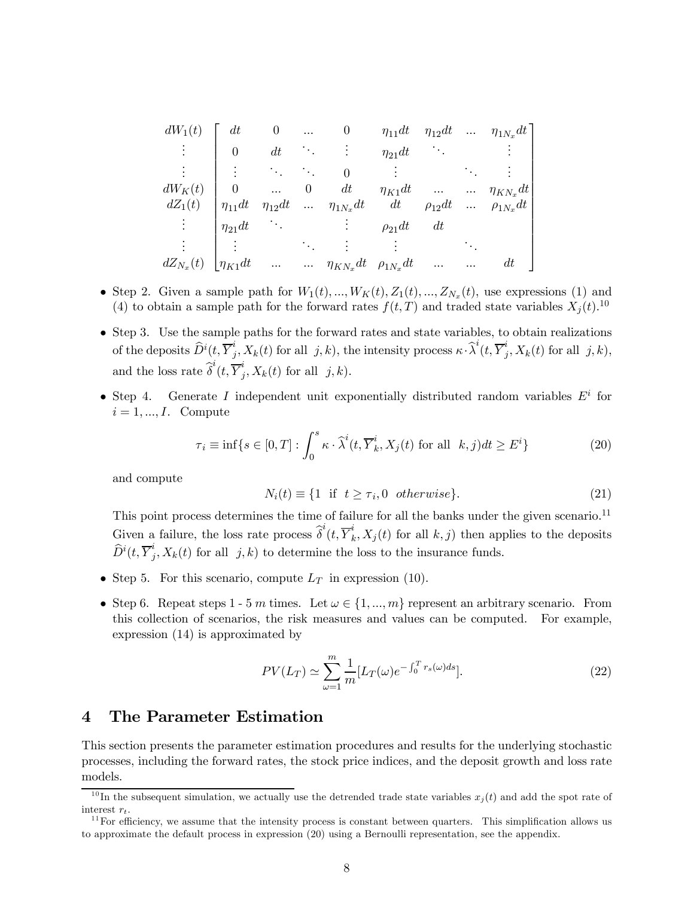$$
\begin{array}{c}
dW_1(t) \\ \vdots \\ \vdots \\ dW_K(t) \\ dZ_1(t) \\ \vdots \\ \vdots \\ dZ_{N_x}(t)
\end{array}
\begin{bmatrix}
dt & 0 & \dots & 0 & \eta_{11}dt & \eta_{12}dt & \dots & \eta_{1N_x}dt \\
0 & dt & \ddots & \vdots & \eta_{21}dt & \ddots & & \vdots \\
\vdots & \ddots & \ddots & 0 & \vdots & & \ddots & \vdots \\
0 & \dots & 0 & dt & \eta_{K1}dt & \dots & \dots & \eta_{KN_x}dt \\
\eta_{11}dt & \eta_{12}dt & \dots & \eta_{1N_x}dt & dt & \rho_{12}dt & \dots & \rho_{1N_x}dt \\
\eta_{21}dt & \ddots & & \vdots & \rho_{21}dt & dt & & \\
\vdots & & \ddots & \vdots & \vdots & & \ddots & \\
\eta_{K1}dt & \dots & \dots & \eta_{KN_x}dt & \rho_{1N_x}dt & \dots & \dots & dt
\end{bmatrix}
$$

- Step 2. Given a sample path for $W_1(t), ..., W_K(t), Z_1(t), ..., Z_{N_x}(t)$, use expressions (1) and (4) to obtain a sample path for the forward rates $f(t,T)$ and traded state variables $X_j(t)$.[10]

- Step 3. Use the sample paths for the forward rates and state variables, to obtain realizations of the deposits $\widehat{D}^i(t, \overline{Y}^i_j, X_k(t)$ for all $j,k)$, the intensity process $\kappa \cdot \widehat{\lambda}^i(t, \overline{Y}^i_j, X_k(t)$ for all $j,k)$, and the loss rate $\widehat{\delta}^i(t, \overline{Y}^i_j, X_k(t)$ for all $j,k)$.

- Step 4. Generate $I$ independent unit exponentially distributed random variables $E^i$ for $i = 1, ..., I$. Compute

$$
\tau_i \equiv \inf\{s \in [0,T] : \int_0^s \kappa \cdot \widehat{\lambda}^i(t, \overline{Y}^i_k, X_j(t) \text{ for all } k,j)dt \geq E^i\} \tag{20}
$$

and compute

$$
N_i(t) \equiv \{1 \text{ if } t \geq \tau_i, 0 \text{ } otherwise\}. \tag{21}
$$

This point process determines the time of failure for all the banks under the given scenario.[11] Given a failure, the loss rate process $\widehat{\delta}^i(t, \overline{Y}^i_k, X_j(t)$ for all $k,j)$ then applies to the deposits $\widehat{D}^i(t, \overline{Y}^i_j, X_k(t)$ for all $j,k)$ to determine the loss to the insurance funds.

- Step 5. For this scenario, compute $L_T$ in expression (10).

- Step 6. Repeat steps 1 - 5 $m$ times. Let $\omega \in \{1, ..., m\}$ represent an arbitrary scenario. From this collection of scenarios, the risk measures and values can be computed. For example, expression (14) is approximated by

$$
PV(L_T) \simeq \sum_{\omega=1}^{m} \frac{1}{m}[L_T(\omega)e^{-\int_0^T r_s(\omega)ds}]. \tag{22}
$$

# 4 The Parameter Estimation

This section presents the parameter estimation procedures and results for the underlying stochastic processes, including the forward rates, the stock price indices, and the deposit growth and loss rate models.

[10] In the subsequent simulation, we actually use the detrended trade state variables $x_j(t)$ and add the spot rate of interest $r_t$.

[11] For efficiency, we assume that the intensity process is constant between quarters. This simplification allows us to approximate the default process in expression (20) using a Bernoulli representation, see the appendix.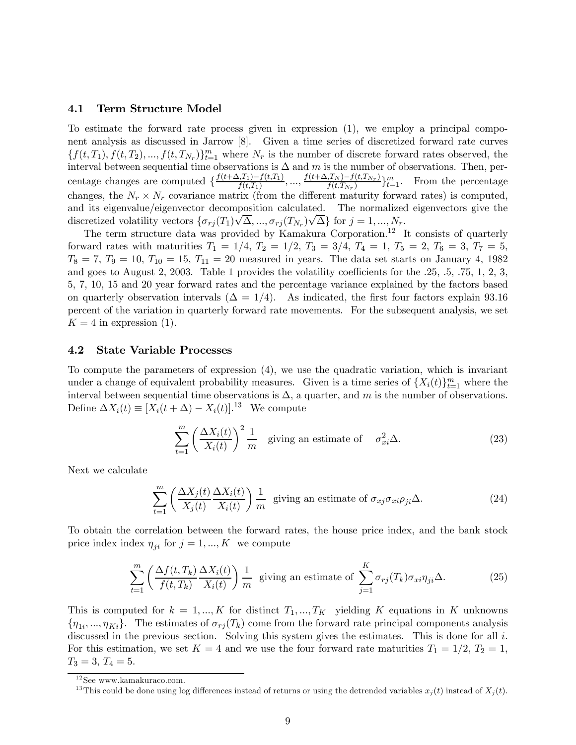### 4.1 Term Structure Model

To estimate the forward rate process given in expression (1), we employ a principal component analysis as discussed in Jarrow [8]. Given a time series of discretized forward rate curves $\{f(t,T_1), f(t,T_2), ..., f(t,T_{N_r})\}_{t=1}^m$ where $N_r$ is the number of discrete forward rates observed, the interval between sequential time observations is $\Delta$ and $m$ is the number of observations. Then, percentage changes are computed $\{\frac{f(t+\Delta,T_1)-f(t,T_1)}{f(t,T_1)}, ..., \frac{f(t+\Delta,T_N)-f(t,T_{N_r})}{f(t,T_{N_r})}\}_{t=1}^m$. From the percentage changes, the $N_r \times N_r$ covariance matrix (from the different maturity forward rates) is computed, and its eigenvalue/eigenvector decomposition calculated. The normalized eigenvectors give the discretized volatility vectors $\{\sigma_{rj}(T_1)\sqrt{\Delta}, ..., \sigma_{rj}(T_{N_r})\sqrt{\Delta}\}$ for $j = 1, ..., N_r$.

The term structure data was provided by Kamakura Corporation.[12] It consists of quarterly forward rates with maturities $T_1 = 1/4$, $T_2 = 1/2$, $T_3 = 3/4$, $T_4 = 1$, $T_5 = 2$, $T_6 = 3$, $T_7 = 5$, $T_8 = 7$, $T_9 = 10$, $T_{10} = 15$, $T_{11} = 20$ measured in years. The data set starts on January 4, 1982 and goes to August 2, 2003. Table 1 provides the volatility coefficients for the .25, .5, .75, 1, 2, 3, 5, 7, 10, 15 and 20 year forward rates and the percentage variance explained by the factors based on quarterly observation intervals ($\Delta = 1/4$). As indicated, the first four factors explain 93.16 percent of the variation in quarterly forward rate movements. For the subsequent analysis, we set $K = 4$ in expression (1).

### 4.2 State Variable Processes

To compute the parameters of expression (4), we use the quadratic variation, which is invariant under a change of equivalent probability measures. Given is a time series of $\{X_i(t)\}_{t=1}^m$ where the interval between sequential time observations is $\Delta$, a quarter, and $m$ is the number of observations. Define $\Delta X_i(t) \equiv [X_i(t+\Delta) - X_i(t)]$.[13] We compute

$$\sum_{t=1}^{m} \left(\frac{\Delta X_i(t)}{X_i(t)}\right)^2 \frac{1}{m} \quad \text{giving an estimate of} \quad \sigma_{xi}^2 \Delta. \tag{23}$$

Next we calculate

$$\sum_{t=1}^{m} \left(\frac{\Delta X_j(t)}{X_j(t)} \frac{\Delta X_i(t)}{X_i(t)}\right) \frac{1}{m} \quad \text{giving an estimate of } \sigma_{xj}\sigma_{xi}\rho_{ji}\Delta. \tag{24}$$

To obtain the correlation between the forward rates, the house price index, and the bank stock price index index $\eta_{ji}$ for $j = 1, ..., K$ we compute

$$\sum_{t=1}^{m} \left(\frac{\Delta f(t,T_k)}{f(t,T_k)} \frac{\Delta X_i(t)}{X_i(t)}\right) \frac{1}{m} \quad \text{giving an estimate of } \sum_{j=1}^{K} \sigma_{rj}(T_k)\sigma_{xi}\eta_{ji}\Delta. \tag{25}$$

This is computed for $k = 1, ..., K$ for distinct $T_1, ..., T_K$ yielding $K$ equations in $K$ unknowns $\{\eta_{1i}, ..., \eta_{Ki}\}$. The estimates of $\sigma_{rj}(T_k)$ come from the forward rate principal components analysis discussed in the previous section. Solving this system gives the estimates. This is done for all $i$. For this estimation, we set $K = 4$ and we use the four forward rate maturities $T_1 = 1/2$, $T_2 = 1$, $T_3 = 3$, $T_4 = 5$.

[12] See www.kamakuraco.com.

[13] This could be done using log differences instead of returns or using the detrended variables $x_j(t)$ instead of $X_j(t)$.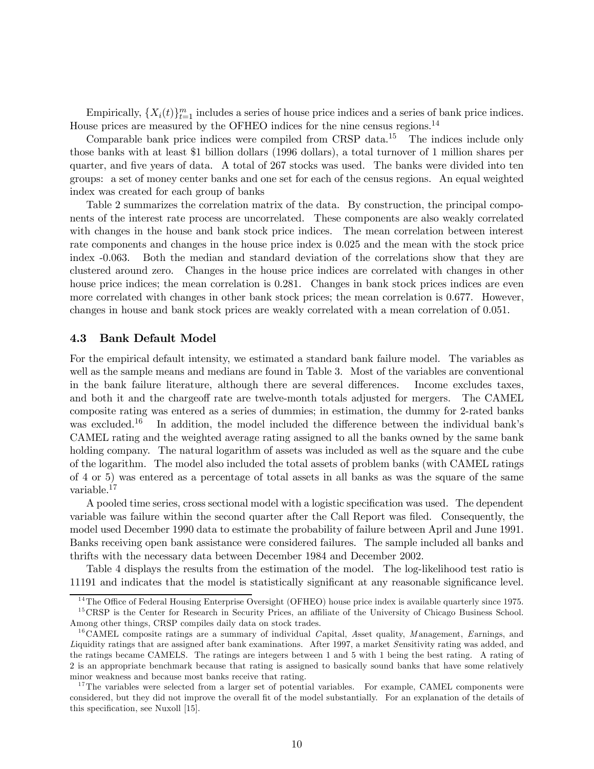Empirically, $\{X_i(t)\}_{t=1}^m$ includes a series of house price indices and a series of bank price indices. House prices are measured by the OFHEO indices for the nine census regions.[14]

Comparable bank price indices were compiled from CRSP data.[15] The indices include only those banks with at least $1 billion dollars (1996 dollars), a total turnover of 1 million shares per quarter, and five years of data. A total of 267 stocks was used. The banks were divided into ten groups: a set of money center banks and one set for each of the census regions. An equal weighted index was created for each group of banks

Table 2 summarizes the correlation matrix of the data. By construction, the principal components of the interest rate process are uncorrelated. These components are also weakly correlated with changes in the house and bank stock price indices. The mean correlation between interest rate components and changes in the house price index is 0.025 and the mean with the stock price index -0.063. Both the median and standard deviation of the correlations show that they are clustered around zero. Changes in the house price indices are correlated with changes in other house price indices; the mean correlation is 0.281. Changes in bank stock prices indices are even more correlated with changes in other bank stock prices; the mean correlation is 0.677. However, changes in house and bank stock prices are weakly correlated with a mean correlation of 0.051.

### 4.3 Bank Default Model

For the empirical default intensity, we estimated a standard bank failure model. The variables as well as the sample means and medians are found in Table 3. Most of the variables are conventional in the bank failure literature, although there are several differences. Income excludes taxes, and both it and the chargeoff rate are twelve-month totals adjusted for mergers. The CAMEL composite rating was entered as a series of dummies; in estimation, the dummy for 2-rated banks was excluded.[16] In addition, the model included the difference between the individual bank's CAMEL rating and the weighted average rating assigned to all the banks owned by the same bank holding company. The natural logarithm of assets was included as well as the square and the cube of the logarithm. The model also included the total assets of problem banks (with CAMEL ratings of 4 or 5) was entered as a percentage of total assets in all banks as was the square of the same variable.[17]

A pooled time series, cross sectional model with a logistic specification was used. The dependent variable was failure within the second quarter after the Call Report was filed. Consequently, the model used December 1990 data to estimate the probability of failure between April and June 1991. Banks receiving open bank assistance were considered failures. The sample included all banks and thrifts with the necessary data between December 1984 and December 2002.

Table 4 displays the results from the estimation of the model. The log-likelihood test ratio is 11191 and indicates that the model is statistically significant at any reasonable significance level.

---

[14] The Office of Federal Housing Enterprise Oversight (OFHEO) house price index is available quarterly since 1975.

[15] CRSP is the Center for Research in Security Prices, an affiliate of the University of Chicago Business School. Among other things, CRSP compiles daily data on stock trades.

[16] CAMEL composite ratings are a summary of individual *C*apital, *A*sset quality, *M*anagement, *E*arnings, and *L*iquidity ratings that are assigned after bank examinations. After 1997, a market *S*ensitivity rating was added, and the ratings became CAMELS. The ratings are integers between 1 and 5 with 1 being the best rating. A rating of 2 is an appropriate benchmark because that rating is assigned to basically sound banks that have some relatively minor weakness and because most banks receive that rating.

[17] The variables were selected from a larger set of potential variables. For example, CAMEL components were considered, but they did not improve the overall fit of the model substantially. For an explanation of the details of this specification, see Nuxoll [15].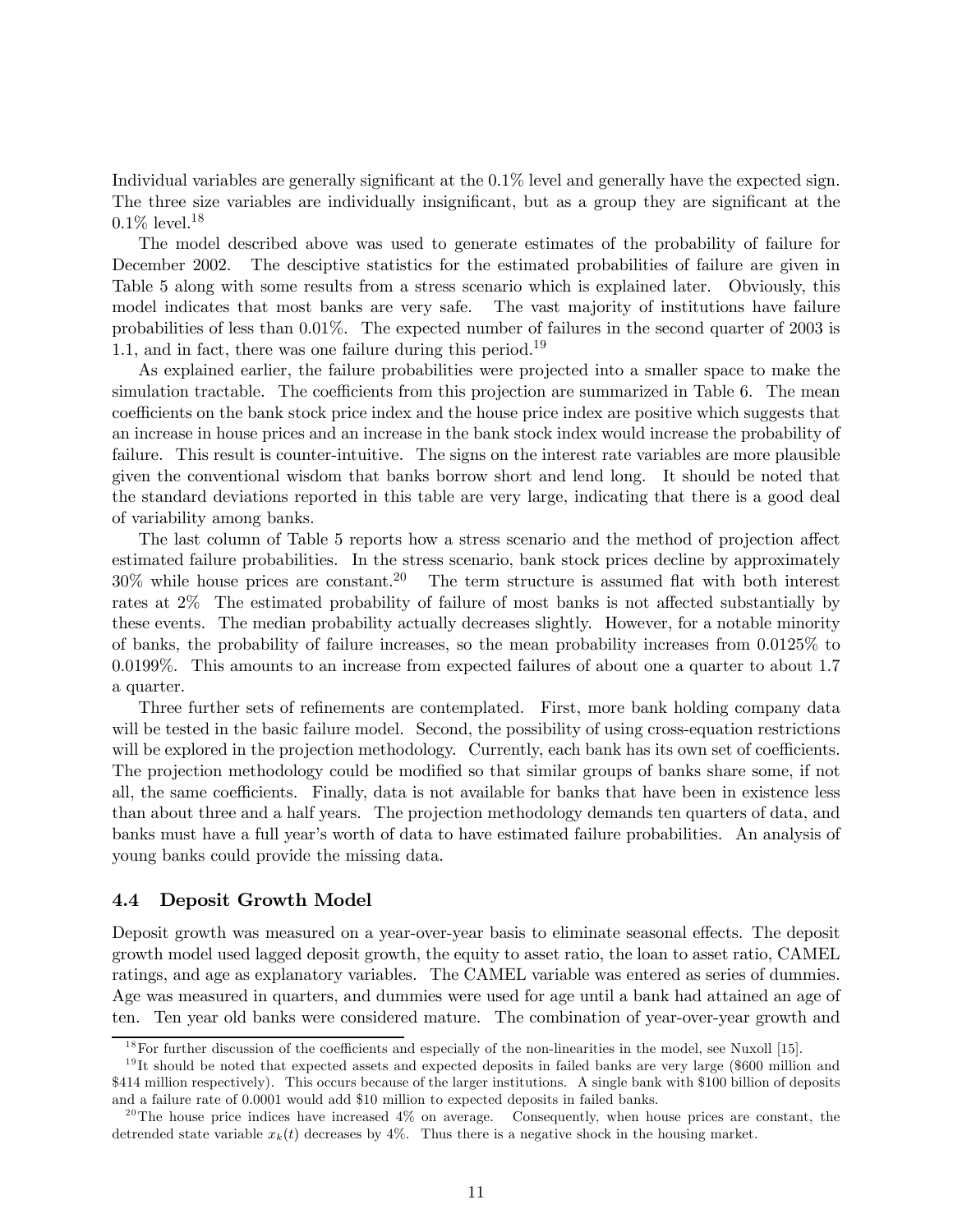Individual variables are generally significant at the 0.1% level and generally have the expected sign. The three size variables are individually insignificant, but as a group they are significant at the 0.1% level.[18]

The model described above was used to generate estimates of the probability of failure for December 2002. The desciptive statistics for the estimated probabilities of failure are given in Table 5 along with some results from a stress scenario which is explained later. Obviously, this model indicates that most banks are very safe. The vast majority of institutions have failure probabilities of less than 0.01%. The expected number of failures in the second quarter of 2003 is 1.1, and in fact, there was one failure during this period.[19]

As explained earlier, the failure probabilities were projected into a smaller space to make the simulation tractable. The coefficients from this projection are summarized in Table 6. The mean coefficients on the bank stock price index and the house price index are positive which suggests that an increase in house prices and an increase in the bank stock index would increase the probability of failure. This result is counter-intuitive. The signs on the interest rate variables are more plausible given the conventional wisdom that banks borrow short and lend long. It should be noted that the standard deviations reported in this table are very large, indicating that there is a good deal of variability among banks.

The last column of Table 5 reports how a stress scenario and the method of projection affect estimated failure probabilities. In the stress scenario, bank stock prices decline by approximately 30% while house prices are constant.[20] The term structure is assumed flat with both interest rates at 2% The estimated probability of failure of most banks is not affected substantially by these events. The median probability actually decreases slightly. However, for a notable minority of banks, the probability of failure increases, so the mean probability increases from 0.0125% to 0.0199%. This amounts to an increase from expected failures of about one a quarter to about 1.7 a quarter.

Three further sets of refinements are contemplated. First, more bank holding company data will be tested in the basic failure model. Second, the possibility of using cross-equation restrictions will be explored in the projection methodology. Currently, each bank has its own set of coefficients. The projection methodology could be modified so that similar groups of banks share some, if not all, the same coefficients. Finally, data is not available for banks that have been in existence less than about three and a half years. The projection methodology demands ten quarters of data, and banks must have a full year's worth of data to have estimated failure probabilities. An analysis of young banks could provide the missing data.

### 4.4 Deposit Growth Model

Deposit growth was measured on a year-over-year basis to eliminate seasonal effects. The deposit growth model used lagged deposit growth, the equity to asset ratio, the loan to asset ratio, CAMEL ratings, and age as explanatory variables. The CAMEL variable was entered as series of dummies. Age was measured in quarters, and dummies were used for age until a bank had attained an age of ten. Ten year old banks were considered mature. The combination of year-over-year growth and

---

[18] For further discussion of the coefficients and especially of the non-linearities in the model, see Nuxoll [15].

[19] It should be noted that expected assets and expected deposits in failed banks are very large ($600 million and $414 million respectively). This occurs because of the larger institutions. A single bank with $100 billion of deposits and a failure rate of 0.0001 would add $10 million to expected deposits in failed banks.

[20] The house price indices have increased 4% on average. Consequently, when house prices are constant, the detrended state variable $x_k(t)$ decreases by 4%. Thus there is a negative shock in the housing market.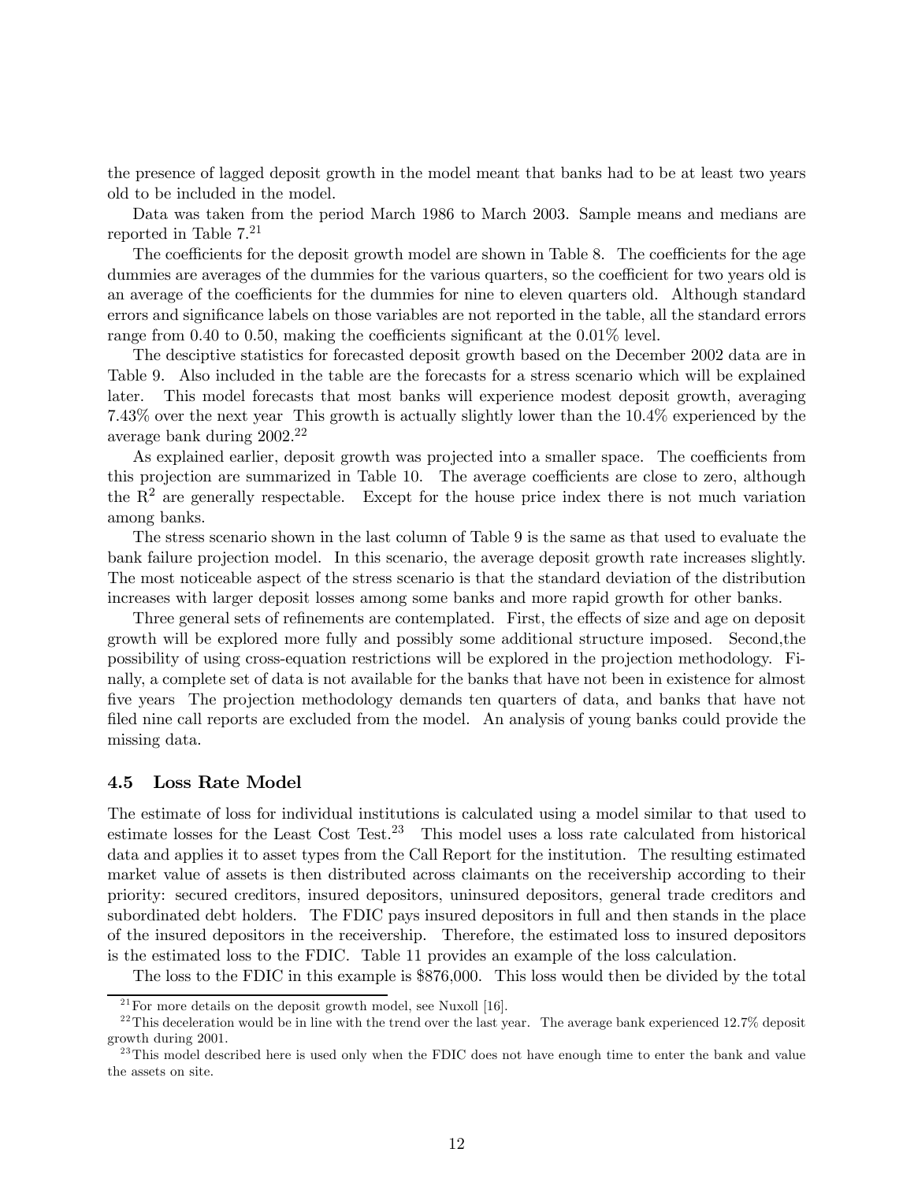the presence of lagged deposit growth in the model meant that banks had to be at least two years old to be included in the model.

Data was taken from the period March 1986 to March 2003. Sample means and medians are reported in Table 7.[21]

The coefficients for the deposit growth model are shown in Table 8. The coefficients for the age dummies are averages of the dummies for the various quarters, so the coefficient for two years old is an average of the coefficients for the dummies for nine to eleven quarters old. Although standard errors and significance labels on those variables are not reported in the table, all the standard errors range from 0.40 to 0.50, making the coefficients significant at the 0.01% level.

The desciptive statistics for forecasted deposit growth based on the December 2002 data are in Table 9. Also included in the table are the forecasts for a stress scenario which will be explained later. This model forecasts that most banks will experience modest deposit growth, averaging 7.43% over the next year This growth is actually slightly lower than the 10.4% experienced by the average bank during 2002.[22]

As explained earlier, deposit growth was projected into a smaller space. The coefficients from this projection are summarized in Table 10. The average coefficients are close to zero, although the $R^2$ are generally respectable. Except for the house price index there is not much variation among banks.

The stress scenario shown in the last column of Table 9 is the same as that used to evaluate the bank failure projection model. In this scenario, the average deposit growth rate increases slightly. The most noticeable aspect of the stress scenario is that the standard deviation of the distribution increases with larger deposit losses among some banks and more rapid growth for other banks.

Three general sets of refinements are contemplated. First, the effects of size and age on deposit growth will be explored more fully and possibly some additional structure imposed. Second,the possibility of using cross-equation restrictions will be explored in the projection methodology. Finally, a complete set of data is not available for the banks that have not been in existence for almost five years The projection methodology demands ten quarters of data, and banks that have not filed nine call reports are excluded from the model. An analysis of young banks could provide the missing data.

### 4.5 Loss Rate Model

The estimate of loss for individual institutions is calculated using a model similar to that used to estimate losses for the Least Cost Test.[23] This model uses a loss rate calculated from historical data and applies it to asset types from the Call Report for the institution. The resulting estimated market value of assets is then distributed across claimants on the receivership according to their priority: secured creditors, insured depositors, uninsured depositors, general trade creditors and subordinated debt holders. The FDIC pays insured depositors in full and then stands in the place of the insured depositors in the receivership. Therefore, the estimated loss to insured depositors is the estimated loss to the FDIC. Table 11 provides an example of the loss calculation.

The loss to the FDIC in this example is $876,000. This loss would then be divided by the total

---

[21] For more details on the deposit growth model, see Nuxoll [16].

[22] This deceleration would be in line with the trend over the last year. The average bank experienced 12.7% deposit growth during 2001.

[23] This model described here is used only when the FDIC does not have enough time to enter the bank and value the assets on site.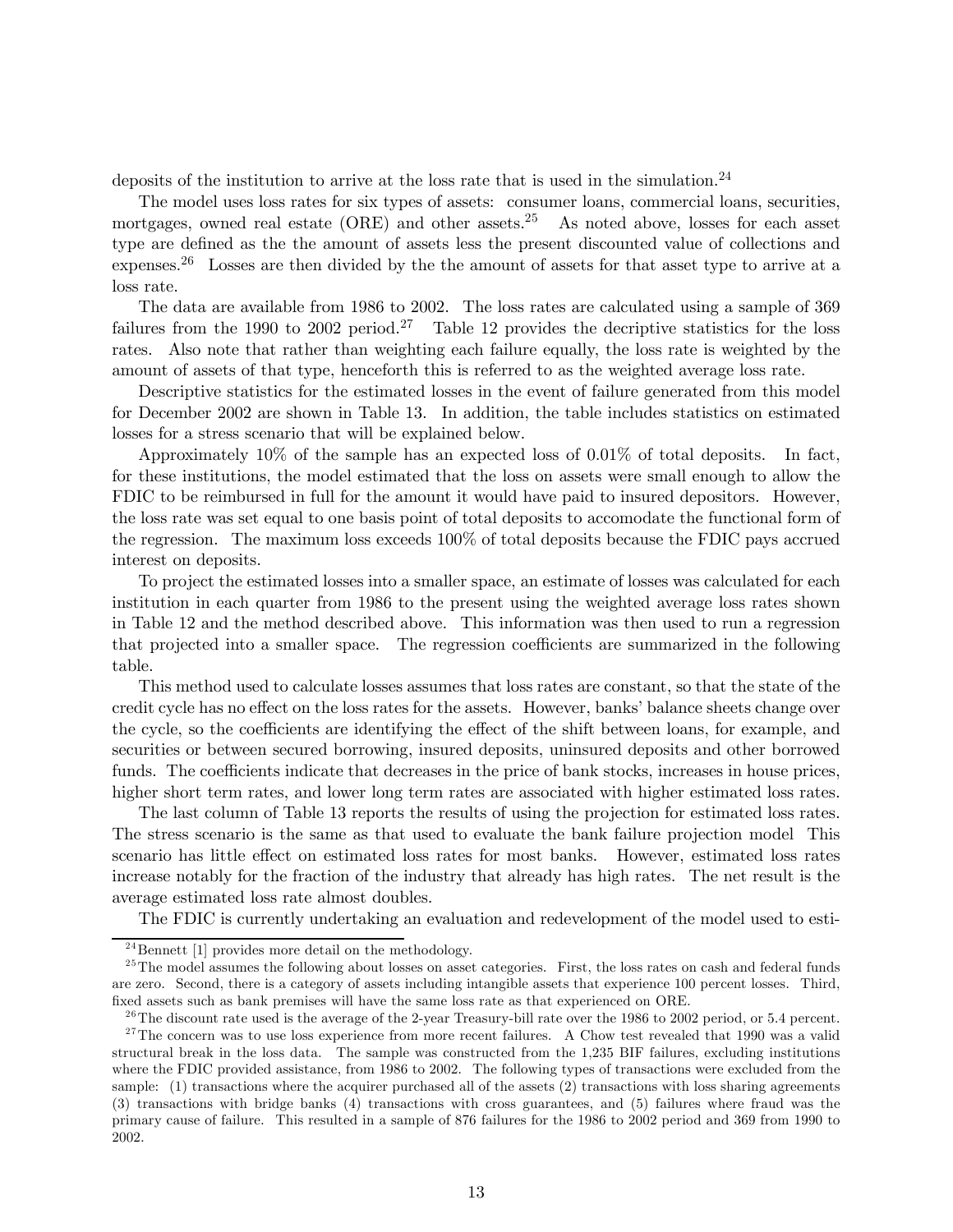deposits of the institution to arrive at the loss rate that is used in the simulation.[24]

The model uses loss rates for six types of assets: consumer loans, commercial loans, securities, mortgages, owned real estate (ORE) and other assets.[25] As noted above, losses for each asset type are defined as the the amount of assets less the present discounted value of collections and expenses.[26] Losses are then divided by the the amount of assets for that asset type to arrive at a loss rate.

The data are available from 1986 to 2002. The loss rates are calculated using a sample of 369 failures from the 1990 to 2002 period.[27] Table 12 provides the decriptive statistics for the loss rates. Also note that rather than weighting each failure equally, the loss rate is weighted by the amount of assets of that type, henceforth this is referred to as the weighted average loss rate.

Descriptive statistics for the estimated losses in the event of failure generated from this model for December 2002 are shown in Table 13. In addition, the table includes statistics on estimated losses for a stress scenario that will be explained below.

Approximately 10% of the sample has an expected loss of 0.01% of total deposits. In fact, for these institutions, the model estimated that the loss on assets were small enough to allow the FDIC to be reimbursed in full for the amount it would have paid to insured depositors. However, the loss rate was set equal to one basis point of total deposits to accomodate the functional form of the regression. The maximum loss exceeds 100% of total deposits because the FDIC pays accrued interest on deposits.

To project the estimated losses into a smaller space, an estimate of losses was calculated for each institution in each quarter from 1986 to the present using the weighted average loss rates shown in Table 12 and the method described above. This information was then used to run a regression that projected into a smaller space. The regression coefficients are summarized in the following table.

This method used to calculate losses assumes that loss rates are constant, so that the state of the credit cycle has no effect on the loss rates for the assets. However, banks' balance sheets change over the cycle, so the coefficients are identifying the effect of the shift between loans, for example, and securities or between secured borrowing, insured deposits, uninsured deposits and other borrowed funds. The coefficients indicate that decreases in the price of bank stocks, increases in house prices, higher short term rates, and lower long term rates are associated with higher estimated loss rates.

The last column of Table 13 reports the results of using the projection for estimated loss rates. The stress scenario is the same as that used to evaluate the bank failure projection model This scenario has little effect on estimated loss rates for most banks. However, estimated loss rates increase notably for the fraction of the industry that already has high rates. The net result is the average estimated loss rate almost doubles.

The FDIC is currently undertaking an evaluation and redevelopment of the model used to esti-

[24] Bennett [1] provides more detail on the methodology.

[25] The model assumes the following about losses on asset categories. First, the loss rates on cash and federal funds are zero. Second, there is a category of assets including intangible assets that experience 100 percent losses. Third, fixed assets such as bank premises will have the same loss rate as that experienced on ORE.

[26] The discount rate used is the average of the 2-year Treasury-bill rate over the 1986 to 2002 period, or 5.4 percent.

[27] The concern was to use loss experience from more recent failures. A Chow test revealed that 1990 was a valid structural break in the loss data. The sample was constructed from the 1,235 BIF failures, excluding institutions where the FDIC provided assistance, from 1986 to 2002. The following types of transactions were excluded from the sample: (1) transactions where the acquirer purchased all of the assets (2) transactions with loss sharing agreements (3) transactions with bridge banks (4) transactions with cross guarantees, and (5) failures where fraud was the primary cause of failure. This resulted in a sample of 876 failures for the 1986 to 2002 period and 369 from 1990 to 2002.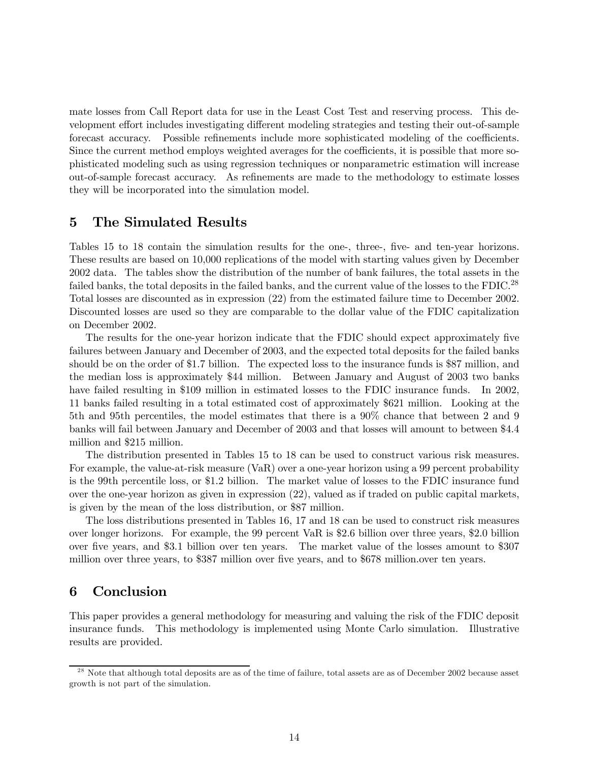mate losses from Call Report data for use in the Least Cost Test and reserving process. This development effort includes investigating different modeling strategies and testing their out-of-sample forecast accuracy. Possible refinements include more sophisticated modeling of the coefficients. Since the current method employs weighted averages for the coefficients, it is possible that more sophisticated modeling such as using regression techniques or nonparametric estimation will increase out-of-sample forecast accuracy. As refinements are made to the methodology to estimate losses they will be incorporated into the simulation model.

## 5 The Simulated Results

Tables 15 to 18 contain the simulation results for the one-, three-, five- and ten-year horizons. These results are based on 10,000 replications of the model with starting values given by December 2002 data. The tables show the distribution of the number of bank failures, the total assets in the failed banks, the total deposits in the failed banks, and the current value of the losses to the FDIC.[28] Total losses are discounted as in expression (22) from the estimated failure time to December 2002. Discounted losses are used so they are comparable to the dollar value of the FDIC capitalization on December 2002.

The results for the one-year horizon indicate that the FDIC should expect approximately five failures between January and December of 2003, and the expected total deposits for the failed banks should be on the order of $1.7 billion. The expected loss to the insurance funds is $87 million, and the median loss is approximately $44 million. Between January and August of 2003 two banks have failed resulting in $109 million in estimated losses to the FDIC insurance funds. In 2002, 11 banks failed resulting in a total estimated cost of approximately $621 million. Looking at the 5th and 95th percentiles, the model estimates that there is a 90% chance that between 2 and 9 banks will fail between January and December of 2003 and that losses will amount to between $4.4 million and $215 million.

The distribution presented in Tables 15 to 18 can be used to construct various risk measures. For example, the value-at-risk measure (VaR) over a one-year horizon using a 99 percent probability is the 99th percentile loss, or $1.2 billion. The market value of losses to the FDIC insurance fund over the one-year horizon as given in expression (22), valued as if traded on public capital markets, is given by the mean of the loss distribution, or $87 million.

The loss distributions presented in Tables 16, 17 and 18 can be used to construct risk measures over longer horizons. For example, the 99 percent VaR is $2.6 billion over three years, $2.0 billion over five years, and $3.1 billion over ten years. The market value of the losses amount to $307 million over three years, to $387 million over five years, and to $678 million.over ten years.

## 6 Conclusion

This paper provides a general methodology for measuring and valuing the risk of the FDIC deposit insurance funds. This methodology is implemented using Monte Carlo simulation. Illustrative results are provided.

[28] Note that although total deposits are as of the time of failure, total assets are as of December 2002 because asset growth is not part of the simulation.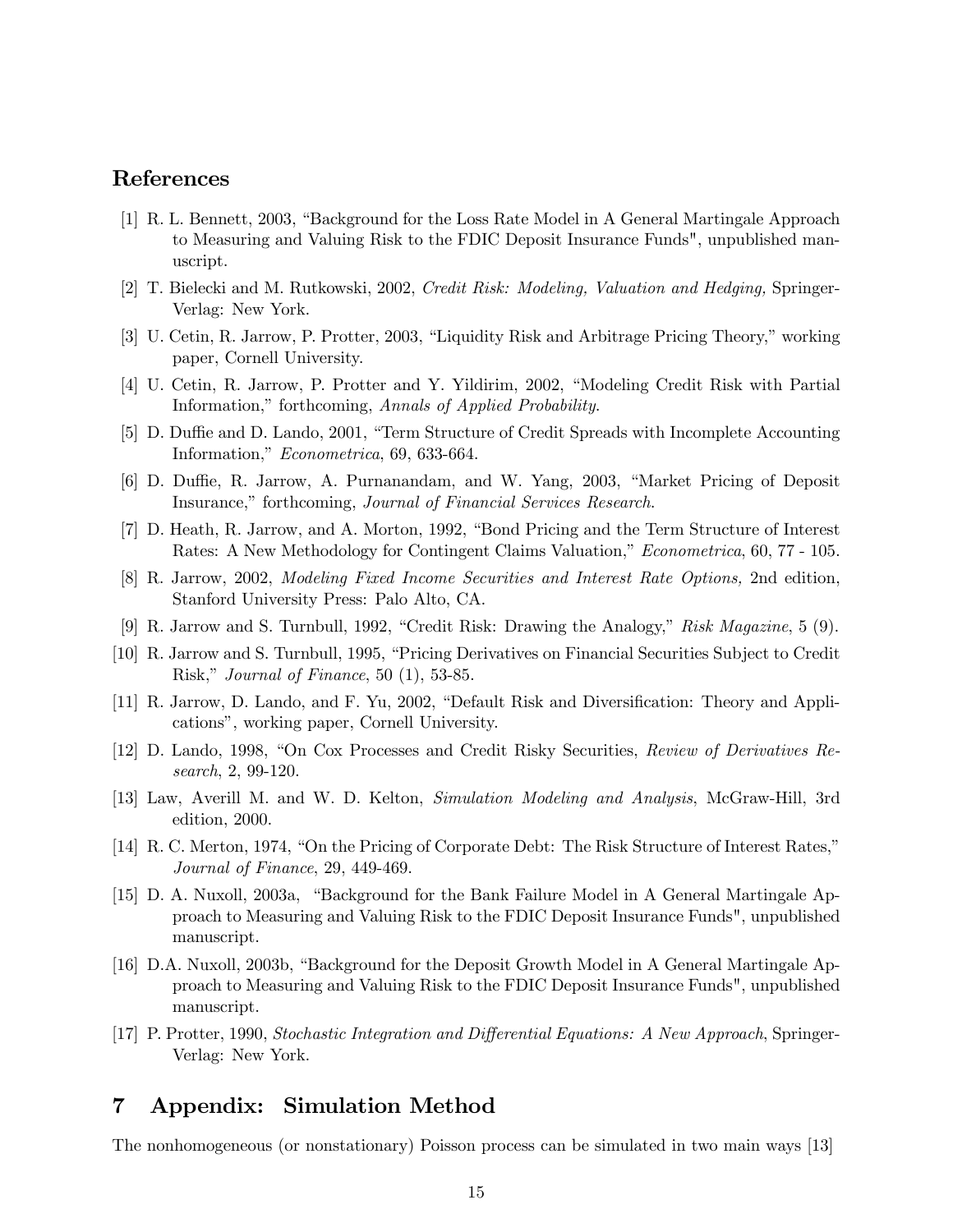## References

[1] R. L. Bennett, 2003, "Background for the Loss Rate Model in A General Martingale Approach to Measuring and Valuing Risk to the FDIC Deposit Insurance Funds", unpublished manuscript.

[2] T. Bielecki and M. Rutkowski, 2002, *Credit Risk: Modeling, Valuation and Hedging,* Springer-Verlag: New York.

[3] U. Cetin, R. Jarrow, P. Protter, 2003, "Liquidity Risk and Arbitrage Pricing Theory," working paper, Cornell University.

[4] U. Cetin, R. Jarrow, P. Protter and Y. Yildirim, 2002, "Modeling Credit Risk with Partial Information," forthcoming, *Annals of Applied Probability*.

[5] D. Duffie and D. Lando, 2001, "Term Structure of Credit Spreads with Incomplete Accounting Information," *Econometrica*, 69, 633-664.

[6] D. Duffie, R. Jarrow, A. Purnanandam, and W. Yang, 2003, "Market Pricing of Deposit Insurance," forthcoming, *Journal of Financial Services Research*.

[7] D. Heath, R. Jarrow, and A. Morton, 1992, "Bond Pricing and the Term Structure of Interest Rates: A New Methodology for Contingent Claims Valuation," *Econometrica*, 60, 77 - 105.

[8] R. Jarrow, 2002, *Modeling Fixed Income Securities and Interest Rate Options,* 2nd edition, Stanford University Press: Palo Alto, CA.

[9] R. Jarrow and S. Turnbull, 1992, "Credit Risk: Drawing the Analogy," *Risk Magazine*, 5 (9).

[10] R. Jarrow and S. Turnbull, 1995, "Pricing Derivatives on Financial Securities Subject to Credit Risk," *Journal of Finance*, 50 (1), 53-85.

[11] R. Jarrow, D. Lando, and F. Yu, 2002, "Default Risk and Diversification: Theory and Applications", working paper, Cornell University.

[12] D. Lando, 1998, "On Cox Processes and Credit Risky Securities, *Review of Derivatives Research*, 2, 99-120.

[13] Law, Averill M. and W. D. Kelton, *Simulation Modeling and Analysis*, McGraw-Hill, 3rd edition, 2000.

[14] R. C. Merton, 1974, "On the Pricing of Corporate Debt: The Risk Structure of Interest Rates," *Journal of Finance*, 29, 449-469.

[15] D. A. Nuxoll, 2003a, "Background for the Bank Failure Model in A General Martingale Approach to Measuring and Valuing Risk to the FDIC Deposit Insurance Funds", unpublished manuscript.

[16] D.A. Nuxoll, 2003b, "Background for the Deposit Growth Model in A General Martingale Approach to Measuring and Valuing Risk to the FDIC Deposit Insurance Funds", unpublished manuscript.

[17] P. Protter, 1990, *Stochastic Integration and Differential Equations: A New Approach*, Springer-Verlag: New York.

# 7 Appendix: Simulation Method

The nonhomogeneous (or nonstationary) Poisson process can be simulated in two main ways [13]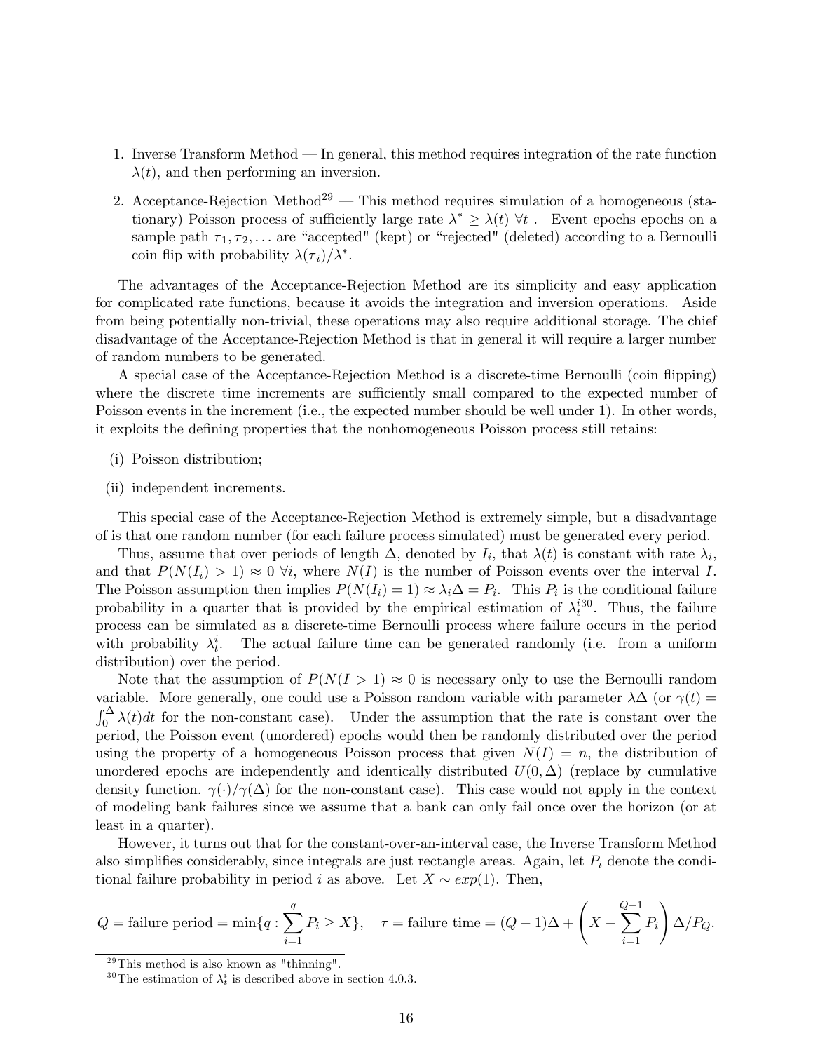1. Inverse Transform Method — In general, this method requires integration of the rate function $\lambda(t)$, and then performing an inversion.

2. Acceptance-Rejection Method[29] — This method requires simulation of a homogeneous (stationary) Poisson process of sufficiently large rate $\lambda^* \geq \lambda(t)\ \forall t$ . Event epochs epochs on a sample path $\tau_1, \tau_2, \ldots$ are "accepted" (kept) or "rejected" (deleted) according to a Bernoulli coin flip with probability $\lambda(\tau_i)/\lambda^*$.

The advantages of the Acceptance-Rejection Method are its simplicity and easy application for complicated rate functions, because it avoids the integration and inversion operations. Aside from being potentially non-trivial, these operations may also require additional storage. The chief disadvantage of the Acceptance-Rejection Method is that in general it will require a larger number of random numbers to be generated.

A special case of the Acceptance-Rejection Method is a discrete-time Bernoulli (coin flipping) where the discrete time increments are sufficiently small compared to the expected number of Poisson events in the increment (i.e., the expected number should be well under 1). In other words, it exploits the defining properties that the nonhomogeneous Poisson process still retains:

(i) Poisson distribution;

(ii) independent increments.

This special case of the Acceptance-Rejection Method is extremely simple, but a disadvantage of is that one random number (for each failure process simulated) must be generated every period.

Thus, assume that over periods of length $\Delta$, denoted by $I_i$, that $\lambda(t)$ is constant with rate $\lambda_i$, and that $P(N(I_i) > 1) \approx 0\ \forall i$, where $N(I)$ is the number of Poisson events over the interval $I$. The Poisson assumption then implies $P(N(I_i) = 1) \approx \lambda_i \Delta = P_i$. This $P_i$ is the conditional failure probability in a quarter that is provided by the empirical estimation of $\lambda_t^i$[30]. Thus, the failure process can be simulated as a discrete-time Bernoulli process where failure occurs in the period with probability $\lambda_t^i$. The actual failure time can be generated randomly (i.e. from a uniform distribution) over the period.

Note that the assumption of $P(N(I > 1) \approx 0$ is necessary only to use the Bernoulli random variable. More generally, one could use a Poisson random variable with parameter $\lambda\Delta$ (or $\gamma(t) = \int_0^\Delta \lambda(t)dt$ for the non-constant case). Under the assumption that the rate is constant over the period, the Poisson event (unordered) epochs would then be randomly distributed over the period using the property of a homogeneous Poisson process that given $N(I) = n$, the distribution of unordered epochs are independently and identically distributed $U(0, \Delta)$ (replace by cumulative density function. $\gamma(\cdot)/\gamma(\Delta)$ for the non-constant case). This case would not apply in the context of modeling bank failures since we assume that a bank can only fail once over the horizon (or at least in a quarter).

However, it turns out that for the constant-over-an-interval case, the Inverse Transform Method also simplifies considerably, since integrals are just rectangle areas. Again, let $P_i$ denote the conditional failure probability in period $i$ as above. Let $X \sim exp(1)$. Then,

$$Q = \text{failure period} = \min\{q : \sum_{i=1}^{q} P_i \geq X\}, \quad \tau = \text{failure time} = (Q-1)\Delta + \left( X - \sum_{i=1}^{Q-1} P_i \right) \Delta / P_Q.$$

[29] This method is also known as "thinning".

[30] The estimation of $\lambda_t^i$ is described above in section 4.0.3.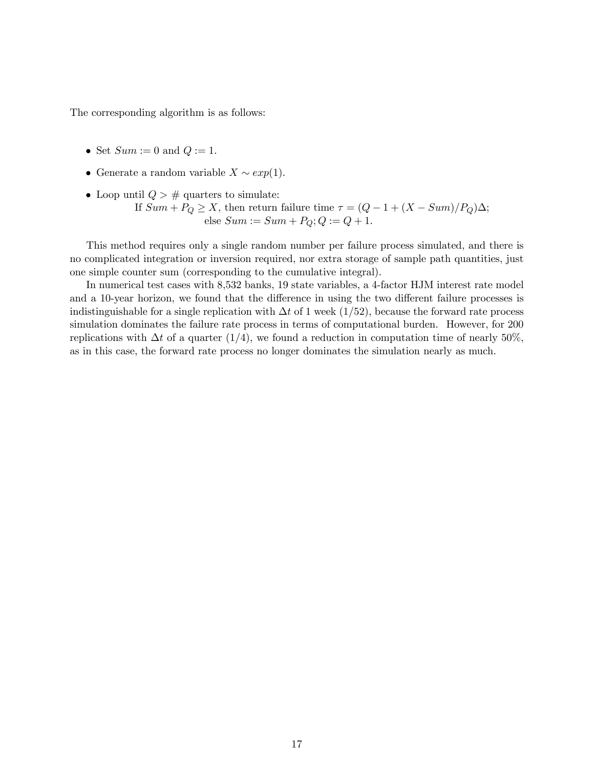The corresponding algorithm is as follows:

- Set $Sum := 0$ and $Q := 1$.
- Generate a random variable $X \sim exp(1)$.
- Loop until $Q >$ # quarters to simulate:
  If $Sum + P_Q \geq X$, then return failure time $\tau = (Q - 1 + (X - Sum)/P_Q)\Delta$;
  else $Sum := Sum + P_Q; Q := Q + 1$.

This method requires only a single random number per failure process simulated, and there is no complicated integration or inversion required, nor extra storage of sample path quantities, just one simple counter sum (corresponding to the cumulative integral).

In numerical test cases with 8,532 banks, 19 state variables, a 4-factor HJM interest rate model and a 10-year horizon, we found that the difference in using the two different failure processes is indistinguishable for a single replication with $\Delta t$ of 1 week (1/52), because the forward rate process simulation dominates the failure rate process in terms of computational burden. However, for 200 replications with $\Delta t$ of a quarter (1/4), we found a reduction in computation time of nearly 50%, as in this case, the forward rate process no longer dominates the simulation nearly as much.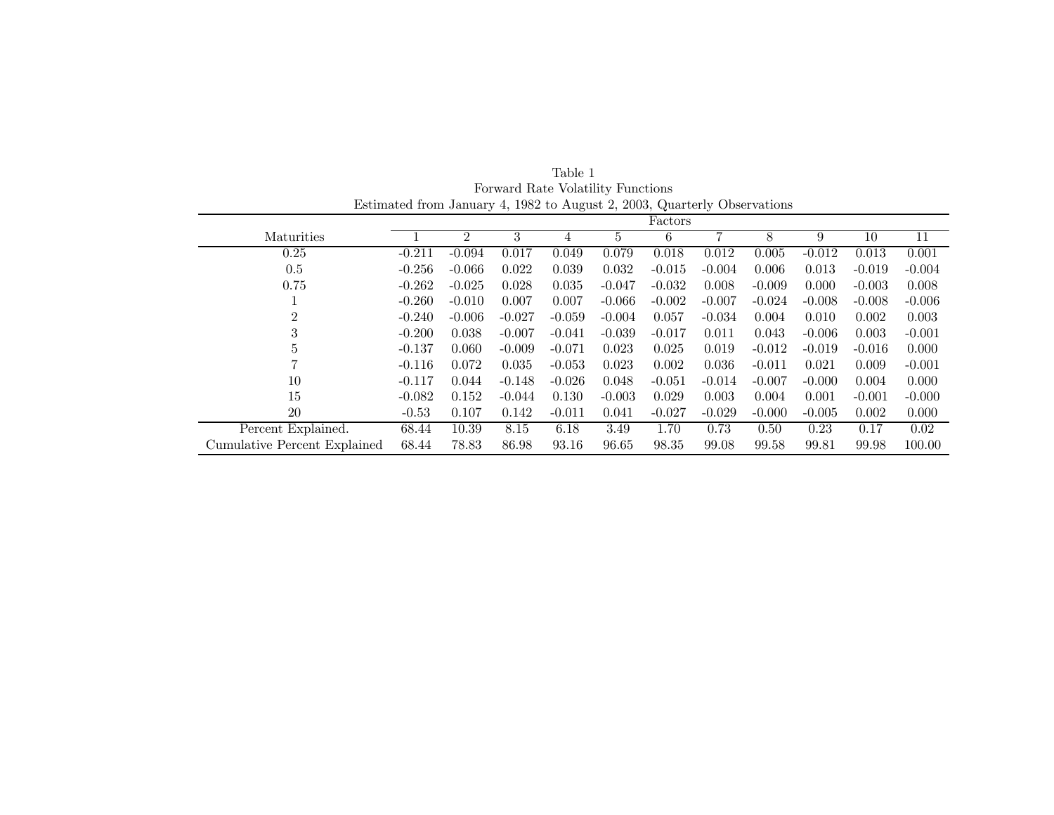Table 1
Forward Rate Volatility Functions
Estimated from January 4, 1982 to August 2, 2003, Quarterly Observations

| Maturities | Factors | | | | | | | | | | |
|---|---|---|---|---|---|---|---|---|---|---|---|
| | 1 | 2 | 3 | 4 | 5 | 6 | 7 | 8 | 9 | 10 | 11 |
| 0.25 | -0.211 | -0.094 | 0.017 | 0.049 | 0.079 | 0.018 | 0.012 | 0.005 | -0.012 | 0.013 | 0.001 |
| 0.5 | -0.256 | -0.066 | 0.022 | 0.039 | 0.032 | -0.015 | -0.004 | 0.006 | 0.013 | -0.019 | -0.004 |
| 0.75 | -0.262 | -0.025 | 0.028 | 0.035 | -0.047 | -0.032 | 0.008 | -0.009 | 0.000 | -0.003 | 0.008 |
| 1 | -0.260 | -0.010 | 0.007 | 0.007 | -0.066 | -0.002 | -0.007 | -0.024 | -0.008 | -0.008 | -0.006 |
| 2 | -0.240 | -0.006 | -0.027 | -0.059 | -0.004 | 0.057 | -0.034 | 0.004 | 0.010 | 0.002 | 0.003 |
| 3 | -0.200 | 0.038 | -0.007 | -0.041 | -0.039 | -0.017 | 0.011 | 0.043 | -0.006 | 0.003 | -0.001 |
| 5 | -0.137 | 0.060 | -0.009 | -0.071 | 0.023 | 0.025 | 0.019 | -0.012 | -0.019 | -0.016 | 0.000 |
| 7 | -0.116 | 0.072 | 0.035 | -0.053 | 0.023 | 0.002 | 0.036 | -0.011 | 0.021 | 0.009 | -0.001 |
| 10 | -0.117 | 0.044 | -0.148 | -0.026 | 0.048 | -0.051 | -0.014 | -0.007 | -0.000 | 0.004 | 0.000 |
| 15 | -0.082 | 0.152 | -0.044 | 0.130 | -0.003 | 0.029 | 0.003 | 0.004 | 0.001 | -0.001 | -0.000 |
| 20 | -0.53 | 0.107 | 0.142 | -0.011 | 0.041 | -0.027 | -0.029 | -0.000 | -0.005 | 0.002 | 0.000 |
| Percent Explained. | 68.44 | 10.39 | 8.15 | 6.18 | 3.49 | 1.70 | 0.73 | 0.50 | 0.23 | 0.17 | 0.02 |
| Cumulative Percent Explained | 68.44 | 78.83 | 86.98 | 93.16 | 96.65 | 98.35 | 99.08 | 99.58 | 99.81 | 99.98 | 100.00 |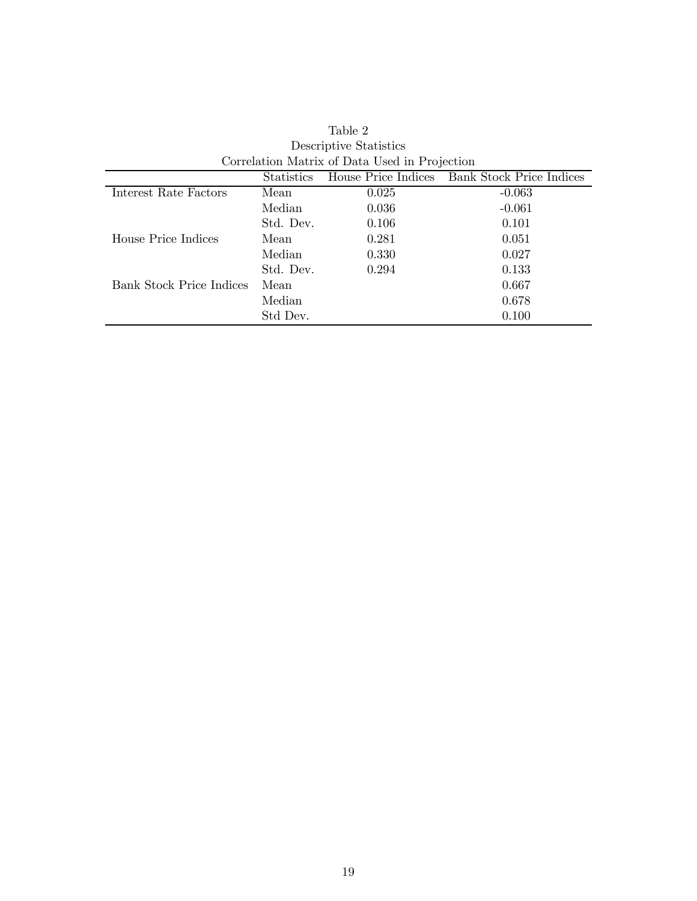Table 2

Descriptive Statistics

Correlation Matrix of Data Used in Projection

| | Statistics | House Price Indices | Bank Stock Price Indices |
|---|---|---|---|
| Interest Rate Factors | Mean | 0.025 | -0.063 |
| | Median | 0.036 | -0.061 |
| | Std. Dev. | 0.106 | 0.101 |
| House Price Indices | Mean | 0.281 | 0.051 |
| | Median | 0.330 | 0.027 |
| | Std. Dev. | 0.294 | 0.133 |
| Bank Stock Price Indices | Mean | | 0.667 |
| | Median | | 0.678 |
| | Std Dev. | | 0.100 |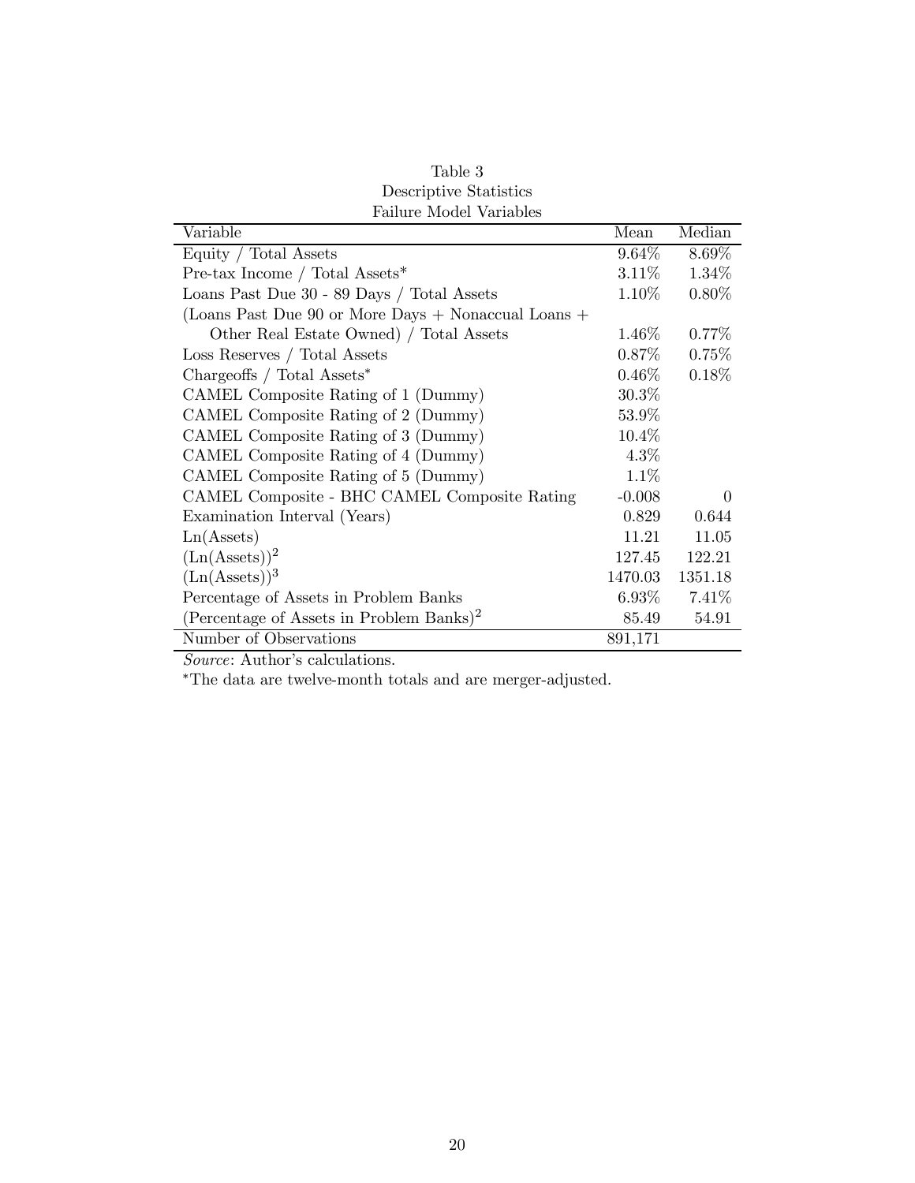Table 3
Descriptive Statistics
Failure Model Variables

| Variable | Mean | Median |
|---|---|---|
| Equity / Total Assets | 9.64% | 8.69% |
| Pre-tax Income / Total Assets* | 3.11% | 1.34% |
| Loans Past Due 30 - 89 Days / Total Assets | 1.10% | 0.80% |
| (Loans Past Due 90 or More Days + Nonaccual Loans + Other Real Estate Owned) / Total Assets | 1.46% | 0.77% |
| Loss Reserves / Total Assets | 0.87% | 0.75% |
| Chargeoffs / Total Assets* | 0.46% | 0.18% |
| CAMEL Composite Rating of 1 (Dummy) | 30.3% | |
| CAMEL Composite Rating of 2 (Dummy) | 53.9% | |
| CAMEL Composite Rating of 3 (Dummy) | 10.4% | |
| CAMEL Composite Rating of 4 (Dummy) | 4.3% | |
| CAMEL Composite Rating of 5 (Dummy) | 1.1% | |
| CAMEL Composite - BHC CAMEL Composite Rating | -0.008 | 0 |
| Examination Interval (Years) | 0.829 | 0.644 |
| Ln(Assets) | 11.21 | 11.05 |
| $(\text{Ln(Assets)})^2$ | 127.45 | 122.21 |
| $(\text{Ln(Assets)})^3$ | 1470.03 | 1351.18 |
| Percentage of Assets in Problem Banks | 6.93% | 7.41% |
| $(\text{Percentage of Assets in Problem Banks})^2$ | 85.49 | 54.91 |
| Number of Observations | 891,171 | |

*Source*: Author's calculations.

*The data are twelve-month totals and are merger-adjusted.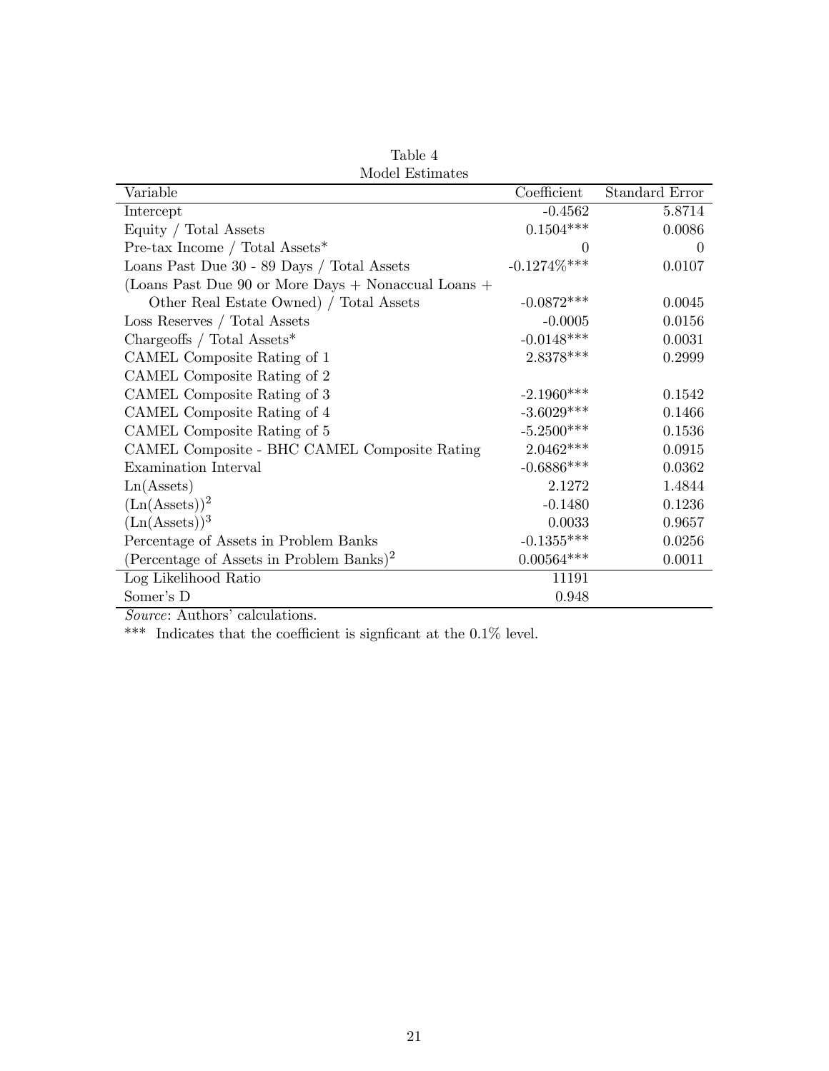Table 4
Model Estimates

| Variable | Coefficient | Standard Error |
|---|---|---|
| Intercept | -0.4562 | 5.8714 |
| Equity / Total Assets | 0.1504*** | 0.0086 |
| Pre-tax Income / Total Assets* | 0 | 0 |
| Loans Past Due 30 - 89 Days / Total Assets | -0.1274%*** | 0.0107 |
| (Loans Past Due 90 or More Days + Nonaccual Loans + Other Real Estate Owned) / Total Assets | -0.0872*** | 0.0045 |
| Loss Reserves / Total Assets | -0.0005 | 0.0156 |
| Chargeoffs / Total Assets* | -0.0148*** | 0.0031 |
| CAMEL Composite Rating of 1 | 2.8378*** | 0.2999 |
| CAMEL Composite Rating of 2 | | |
| CAMEL Composite Rating of 3 | -2.1960*** | 0.1542 |
| CAMEL Composite Rating of 4 | -3.6029*** | 0.1466 |
| CAMEL Composite Rating of 5 | -5.2500*** | 0.1536 |
| CAMEL Composite - BHC CAMEL Composite Rating | 2.0462*** | 0.0915 |
| Examination Interval | -0.6886*** | 0.0362 |
| Ln(Assets) | 2.1272 | 1.4844 |
| $(\text{Ln(Assets)})^2$ | -0.1480 | 0.1236 |
| $(\text{Ln(Assets)})^3$ | 0.0033 | 0.9657 |
| Percentage of Assets in Problem Banks | -0.1355*** | 0.0256 |
| $(\text{Percentage of Assets in Problem Banks})^2$ | 0.00564*** | 0.0011 |
| Log Likelihood Ratio | 11191 | |
| Somer's D | 0.948 | |

*Source*: Authors' calculations.

*** Indicates that the coefficient is signficant at the 0.1% level.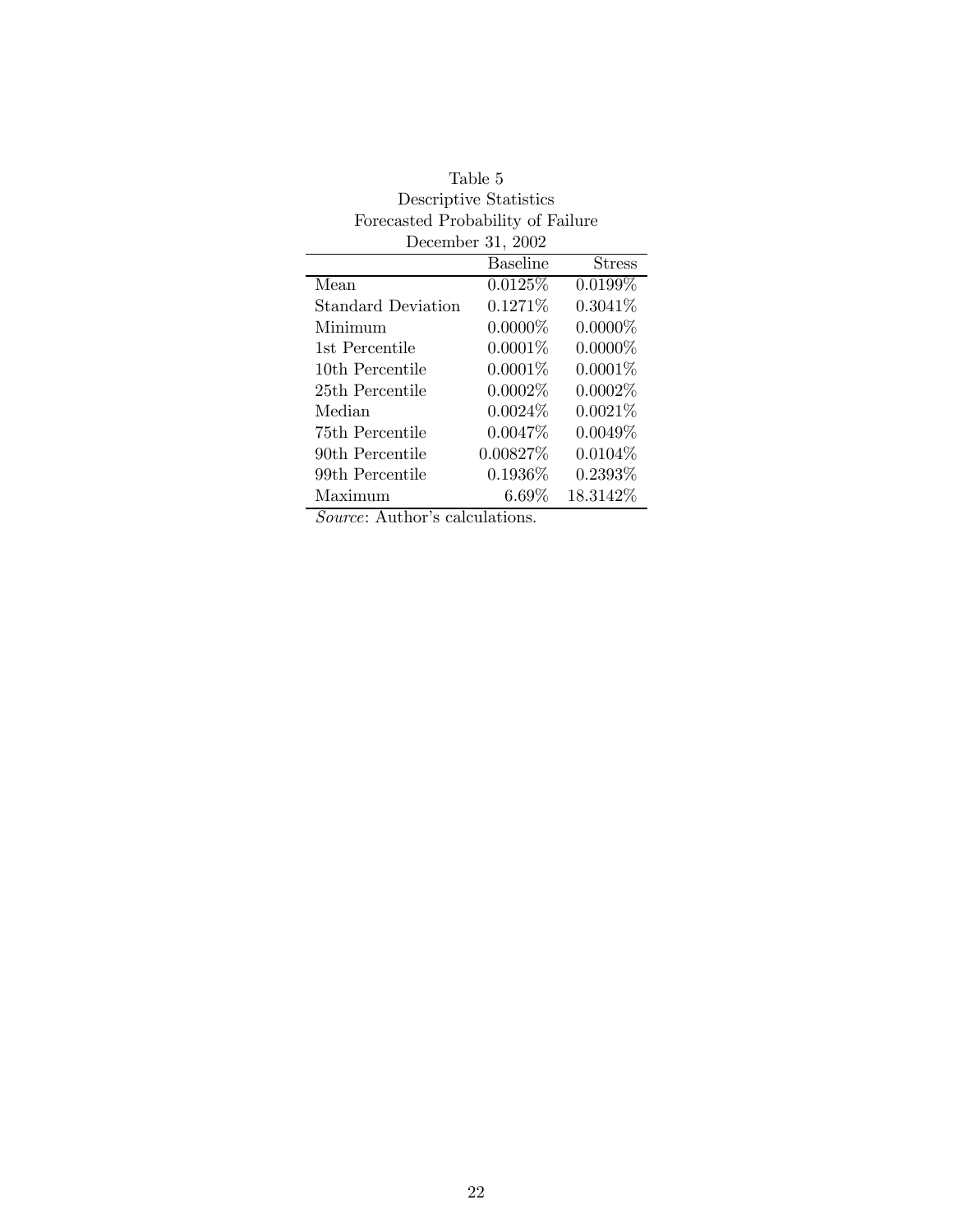Table 5
Descriptive Statistics
Forecasted Probability of Failure
December 31, 2002

| | Baseline | Stress |
|---|---|---|
| Mean | 0.0125% | 0.0199% |
| Standard Deviation | 0.1271% | 0.3041% |
| Minimum | 0.0000% | 0.0000% |
| 1st Percentile | 0.0001% | 0.0000% |
| 10th Percentile | 0.0001% | 0.0001% |
| 25th Percentile | 0.0002% | 0.0002% |
| Median | 0.0024% | 0.0021% |
| 75th Percentile | 0.0047% | 0.0049% |
| 90th Percentile | 0.00827% | 0.0104% |
| 99th Percentile | 0.1936% | 0.2393% |
| Maximum | 6.69% | 18.3142% |

*Source*: Author's calculations.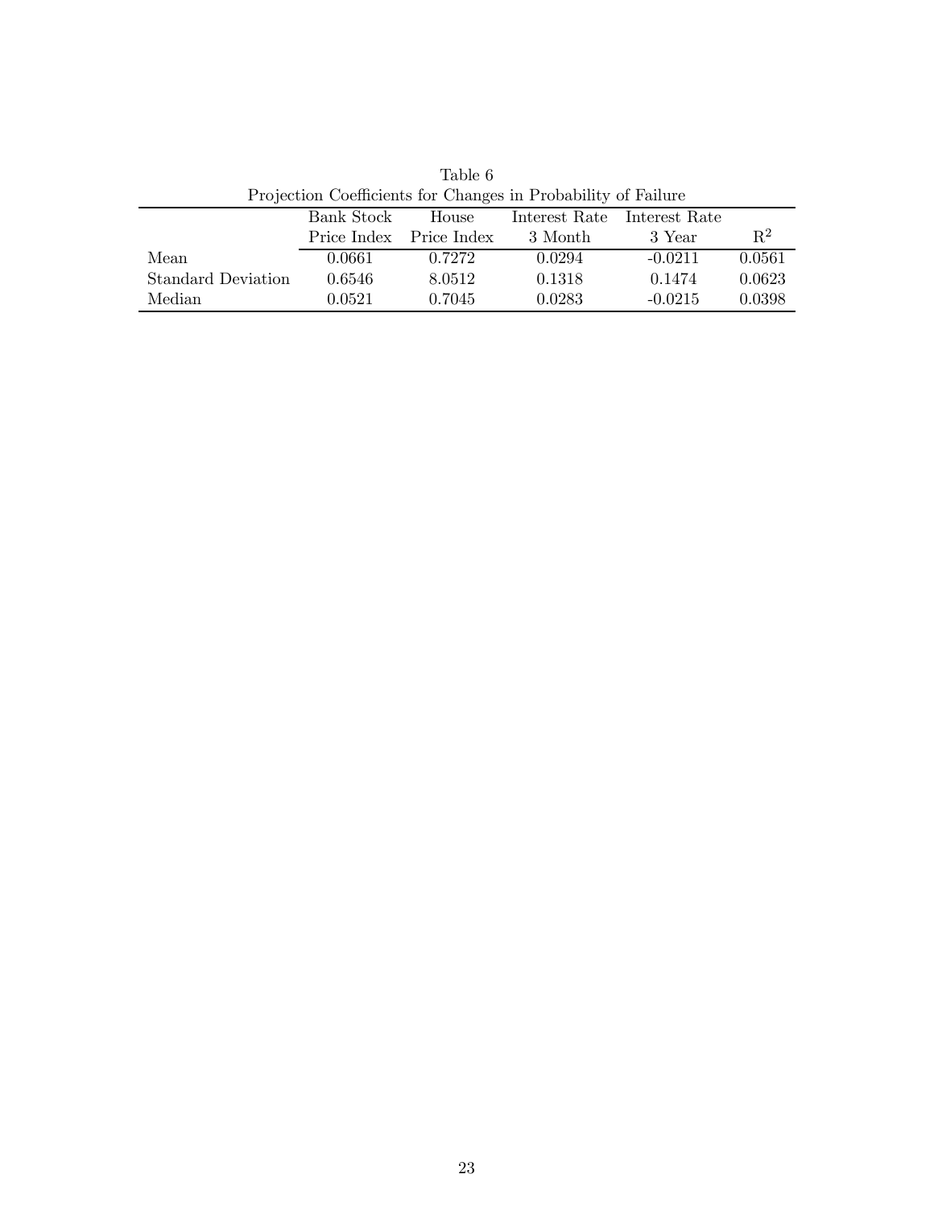Table 6

Projection Coefficients for Changes in Probability of Failure

| | Bank Stock Price Index | House Price Index | Interest Rate 3 Month | Interest Rate 3 Year | $R^2$ |
|---|---|---|---|---|---|
| Mean | 0.0661 | 0.7272 | 0.0294 | -0.0211 | 0.0561 |
| Standard Deviation | 0.6546 | 8.0512 | 0.1318 | 0.1474 | 0.0623 |
| Median | 0.0521 | 0.7045 | 0.0283 | -0.0215 | 0.0398 |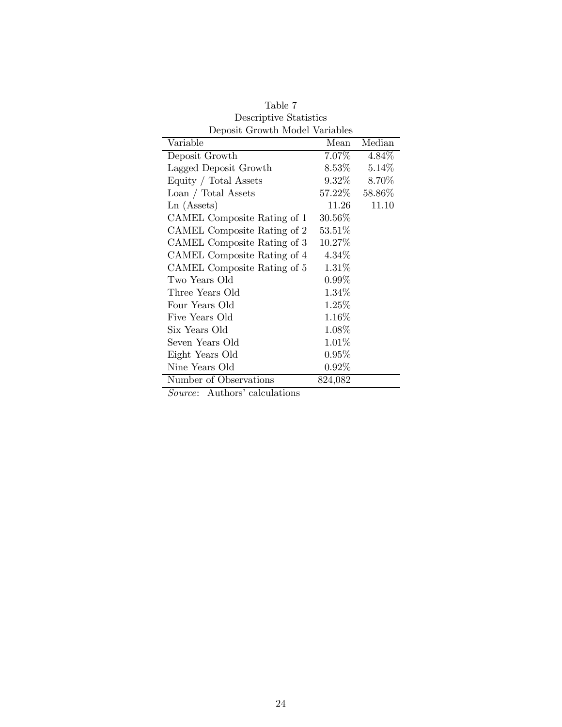Table 7
Descriptive Statistics
Deposit Growth Model Variables

| Variable | Mean | Median |
|---|---|---|
| Deposit Growth | 7.07% | 4.84% |
| Lagged Deposit Growth | 8.53% | 5.14% |
| Equity / Total Assets | 9.32% | 8.70% |
| Loan / Total Assets | 57.22% | 58.86% |
| Ln (Assets) | 11.26 | 11.10 |
| CAMEL Composite Rating of 1 | 30.56% | |
| CAMEL Composite Rating of 2 | 53.51% | |
| CAMEL Composite Rating of 3 | 10.27% | |
| CAMEL Composite Rating of 4 | 4.34% | |
| CAMEL Composite Rating of 5 | 1.31% | |
| Two Years Old | 0.99% | |
| Three Years Old | 1.34% | |
| Four Years Old | 1.25% | |
| Five Years Old | 1.16% | |
| Six Years Old | 1.08% | |
| Seven Years Old | 1.01% | |
| Eight Years Old | 0.95% | |
| Nine Years Old | 0.92% | |
| Number of Observations | 824,082 | |

*Source*: Authors' calculations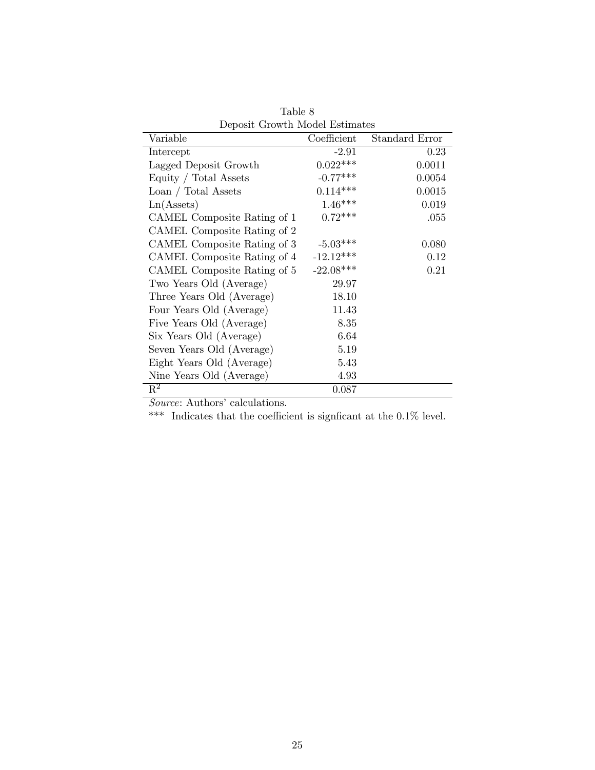Table 8
Deposit Growth Model Estimates

| Variable | Coefficient | Standard Error |
|---|---|---|
| Intercept | -2.91 | 0.23 |
| Lagged Deposit Growth | 0.022*** | 0.0011 |
| Equity / Total Assets | -0.77*** | 0.0054 |
| Loan / Total Assets | 0.114*** | 0.0015 |
| Ln(Assets) | 1.46*** | 0.019 |
| CAMEL Composite Rating of 1 | 0.72*** | .055 |
| CAMEL Composite Rating of 2 | | |
| CAMEL Composite Rating of 3 | -5.03*** | 0.080 |
| CAMEL Composite Rating of 4 | -12.12*** | 0.12 |
| CAMEL Composite Rating of 5 | -22.08*** | 0.21 |
| Two Years Old (Average) | 29.97 | |
| Three Years Old (Average) | 18.10 | |
| Four Years Old (Average) | 11.43 | |
| Five Years Old (Average) | 8.35 | |
| Six Years Old (Average) | 6.64 | |
| Seven Years Old (Average) | 5.19 | |
| Eight Years Old (Average) | 5.43 | |
| Nine Years Old (Average) | 4.93 | |
| $R^2$ | 0.087 | |

*Source*: Authors' calculations.

*** Indicates that the coefficient is signficant at the 0.1% level.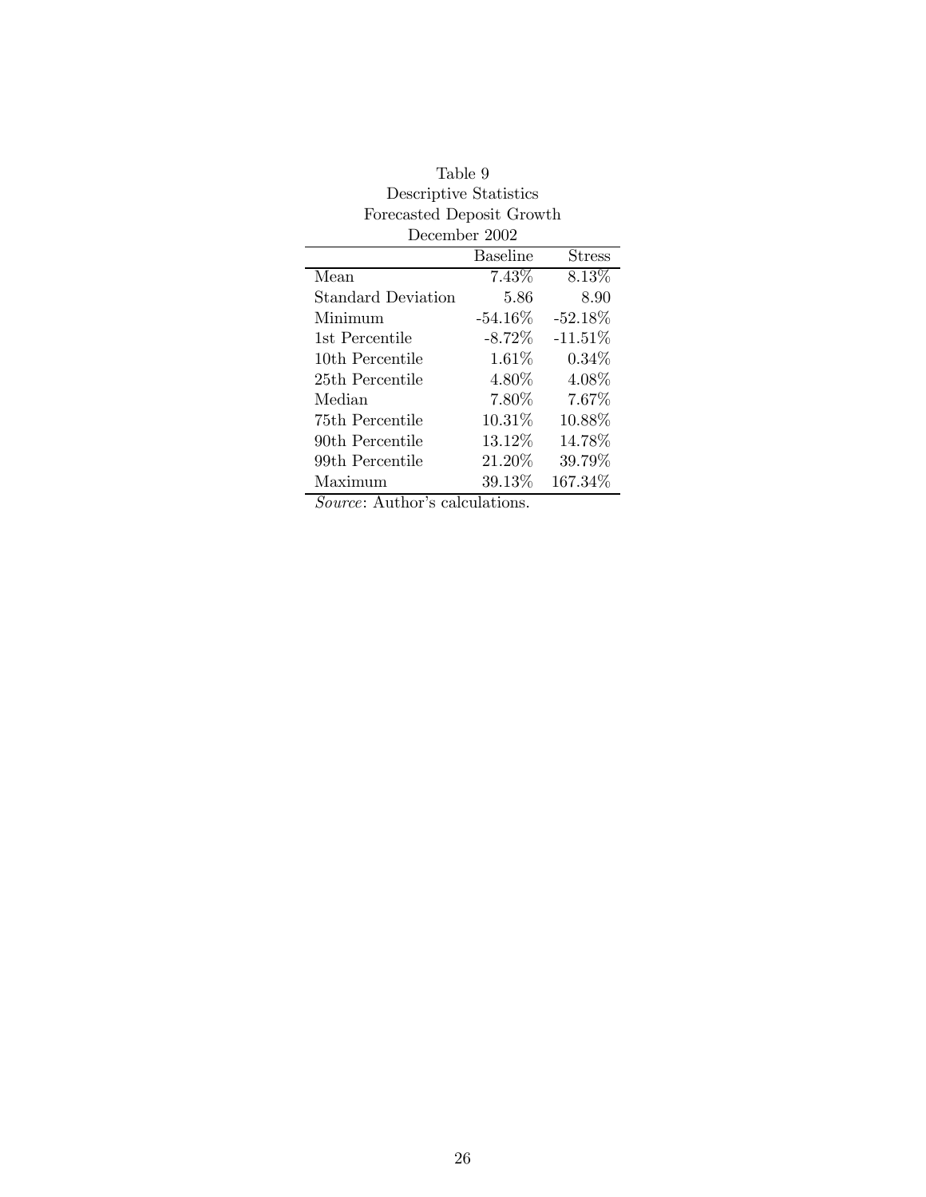Table 9
Descriptive Statistics
Forecasted Deposit Growth
December 2002

| | Baseline | Stress |
|---|---|---|
| Mean | 7.43% | 8.13% |
| Standard Deviation | 5.86 | 8.90 |
| Minimum | -54.16% | -52.18% |
| 1st Percentile | -8.72% | -11.51% |
| 10th Percentile | 1.61% | 0.34% |
| 25th Percentile | 4.80% | 4.08% |
| Median | 7.80% | 7.67% |
| 75th Percentile | 10.31% | 10.88% |
| 90th Percentile | 13.12% | 14.78% |
| 99th Percentile | 21.20% | 39.79% |
| Maximum | 39.13% | 167.34% |

*Source*: Author's calculations.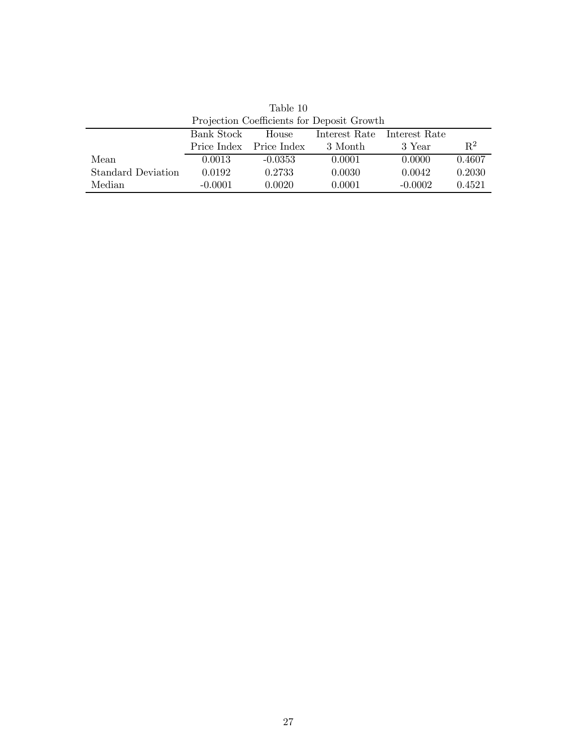Table 10

Projection Coefficients for Deposit Growth

| | Bank Stock Price Index | House Price Index | Interest Rate 3 Month | Interest Rate 3 Year | $R^2$ |
|---|---|---|---|---|---|
| Mean | 0.0013 | -0.0353 | 0.0001 | 0.0000 | 0.4607 |
| Standard Deviation | 0.0192 | 0.2733 | 0.0030 | 0.0042 | 0.2030 |
| Median | -0.0001 | 0.0020 | 0.0001 | -0.0002 | 0.4521 |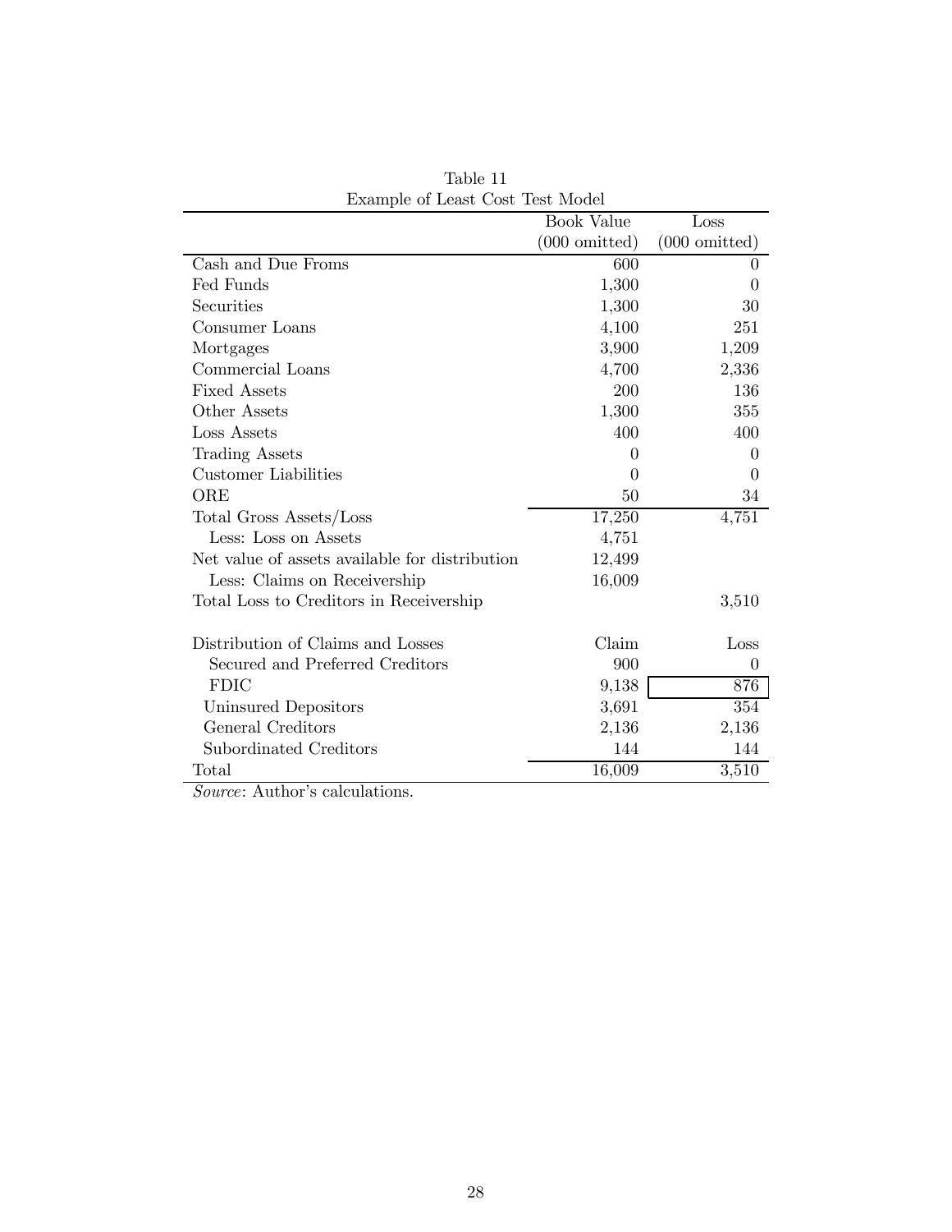Table 11
Example of Least Cost Test Model

| | Book Value (000 omitted) | Loss (000 omitted) |
|---|---|---|
| Cash and Due Froms | 600 | 0 |
| Fed Funds | 1,300 | 0 |
| Securities | 1,300 | 30 |
| Consumer Loans | 4,100 | 251 |
| Mortgages | 3,900 | 1,209 |
| Commercial Loans | 4,700 | 2,336 |
| Fixed Assets | 200 | 136 |
| Other Assets | 1,300 | 355 |
| Loss Assets | 400 | 400 |
| Trading Assets | 0 | 0 |
| Customer Liabilities | 0 | 0 |
| ORE | 50 | 34 |
| Total Gross Assets/Loss | 17,250 | 4,751 |
| Less: Loss on Assets | 4,751 | |
| Net value of assets available for distribution | 12,499 | |
| Less: Claims on Receivership | 16,009 | |
| Total Loss to Creditors in Receivership | | 3,510 |
| | | |
| Distribution of Claims and Losses | Claim | Loss |
| Secured and Preferred Creditors | 900 | 0 |
| FDIC | 9,138 | 876 |
| Uninsured Depositors | 3,691 | 354 |
| General Creditors | 2,136 | 2,136 |
| Subordinated Creditors | 144 | 144 |
| Total | 16,009 | 3,510 |

*Source*: Author's calculations.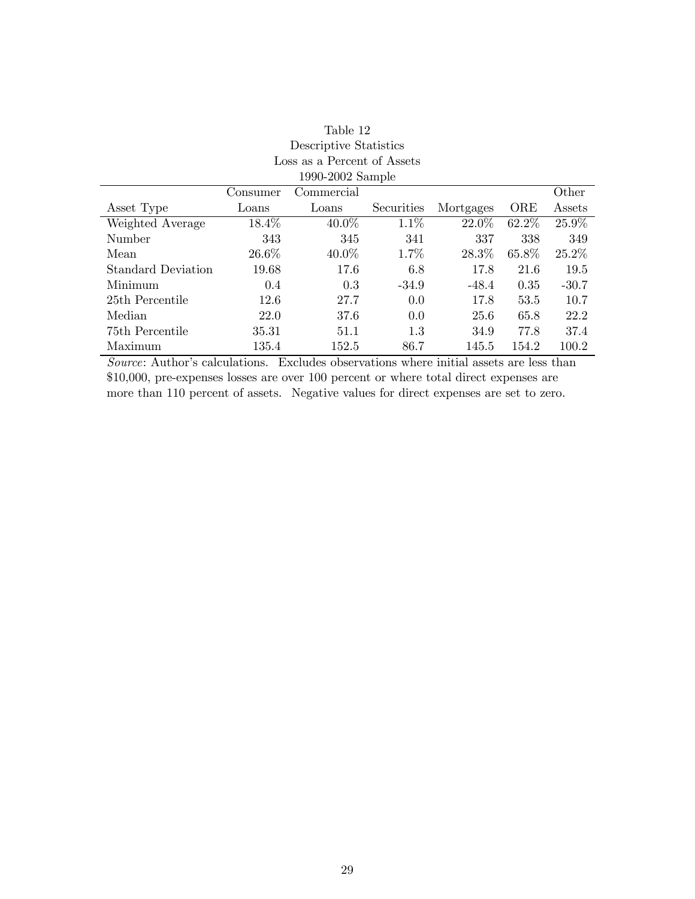Table 12
Descriptive Statistics
Loss as a Percent of Assets
1990-2002 Sample

| Asset Type | Consumer Loans | Commercial Loans | Securities | Mortgages | ORE | Other Assets |
|---|---|---|---|---|---|---|
| Weighted Average | 18.4% | 40.0% | 1.1% | 22.0% | 62.2% | 25.9% |
| Number | 343 | 345 | 341 | 337 | 338 | 349 |
| Mean | 26.6% | 40.0% | 1.7% | 28.3% | 65.8% | 25.2% |
| Standard Deviation | 19.68 | 17.6 | 6.8 | 17.8 | 21.6 | 19.5 |
| Minimum | 0.4 | 0.3 | -34.9 | -48.4 | 0.35 | -30.7 |
| 25th Percentile | 12.6 | 27.7 | 0.0 | 17.8 | 53.5 | 10.7 |
| Median | 22.0 | 37.6 | 0.0 | 25.6 | 65.8 | 22.2 |
| 75th Percentile | 35.31 | 51.1 | 1.3 | 34.9 | 77.8 | 37.4 |
| Maximum | 135.4 | 152.5 | 86.7 | 145.5 | 154.2 | 100.2 |

*Source*: Author's calculations. Excludes observations where initial assets are less than $10,000, pre-expenses losses are over 100 percent or where total direct expenses are more than 110 percent of assets. Negative values for direct expenses are set to zero.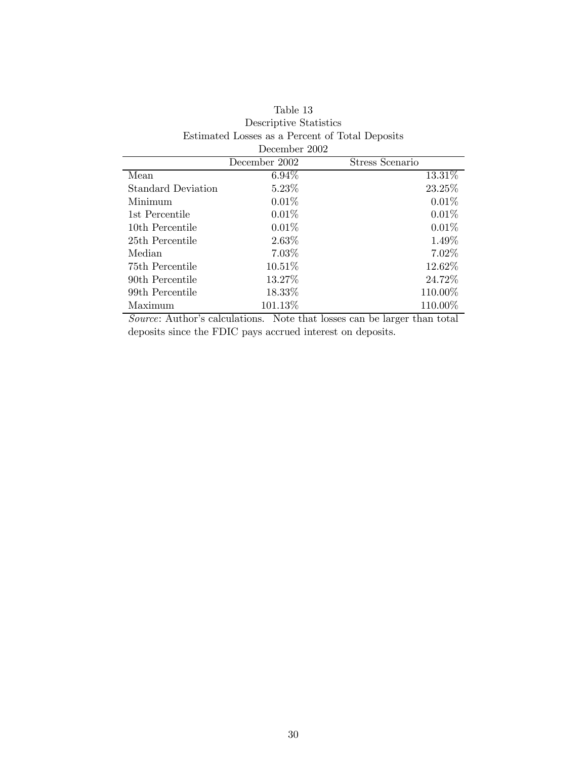Table 13
Descriptive Statistics
Estimated Losses as a Percent of Total Deposits
December 2002

| | December 2002 | Stress Scenario |
|---|---|---|
| Mean | 6.94% | 13.31% |
| Standard Deviation | 5.23% | 23.25% |
| Minimum | 0.01% | 0.01% |
| 1st Percentile | 0.01% | 0.01% |
| 10th Percentile | 0.01% | 0.01% |
| 25th Percentile | 2.63% | 1.49% |
| Median | 7.03% | 7.02% |
| 75th Percentile | 10.51% | 12.62% |
| 90th Percentile | 13.27% | 24.72% |
| 99th Percentile | 18.33% | 110.00% |
| Maximum | 101.13% | 110.00% |

*Source*: Author's calculations. Note that losses can be larger than total deposits since the FDIC pays accrued interest on deposits.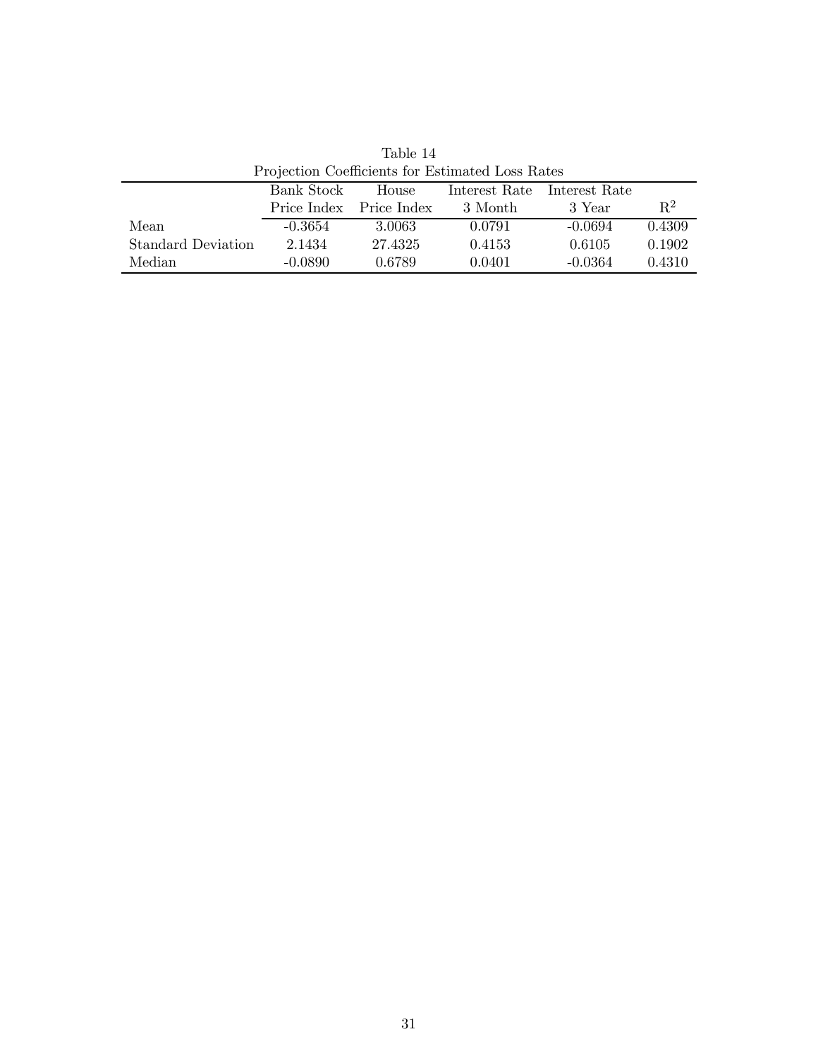Table 14

Projection Coefficients for Estimated Loss Rates

| | Bank Stock Price Index | House Price Index | Interest Rate 3 Month | Interest Rate 3 Year | $R^2$ |
|---|---|---|---|---|---|
| Mean | -0.3654 | 3.0063 | 0.0791 | -0.0694 | 0.4309 |
| Standard Deviation | 2.1434 | 27.4325 | 0.4153 | 0.6105 | 0.1902 |
| Median | -0.0890 | 0.6789 | 0.0401 | -0.0364 | 0.4310 |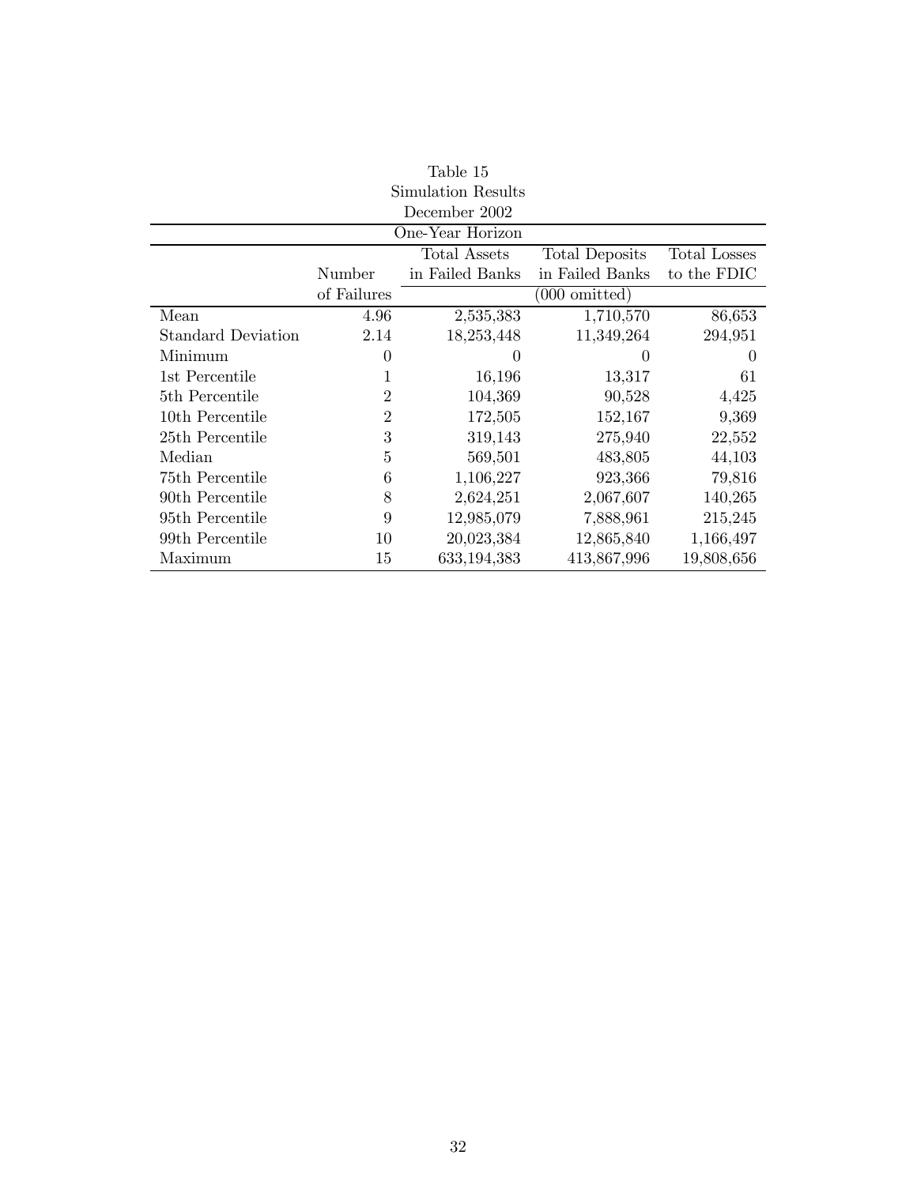Table 15
Simulation Results
December 2002

| One-Year Horizon | | | | |
|---|---|---|---|---|
| | Number of Failures | Total Assets in Failed Banks | Total Deposits in Failed Banks | Total Losses to the FDIC |
| | | (000 omitted) | | |
| Mean | 4.96 | 2,535,383 | 1,710,570 | 86,653 |
| Standard Deviation | 2.14 | 18,253,448 | 11,349,264 | 294,951 |
| Minimum | 0 | 0 | 0 | 0 |
| 1st Percentile | 1 | 16,196 | 13,317 | 61 |
| 5th Percentile | 2 | 104,369 | 90,528 | 4,425 |
| 10th Percentile | 2 | 172,505 | 152,167 | 9,369 |
| 25th Percentile | 3 | 319,143 | 275,940 | 22,552 |
| Median | 5 | 569,501 | 483,805 | 44,103 |
| 75th Percentile | 6 | 1,106,227 | 923,366 | 79,816 |
| 90th Percentile | 8 | 2,624,251 | 2,067,607 | 140,265 |
| 95th Percentile | 9 | 12,985,079 | 7,888,961 | 215,245 |
| 99th Percentile | 10 | 20,023,384 | 12,865,840 | 1,166,497 |
| Maximum | 15 | 633,194,383 | 413,867,996 | 19,808,656 |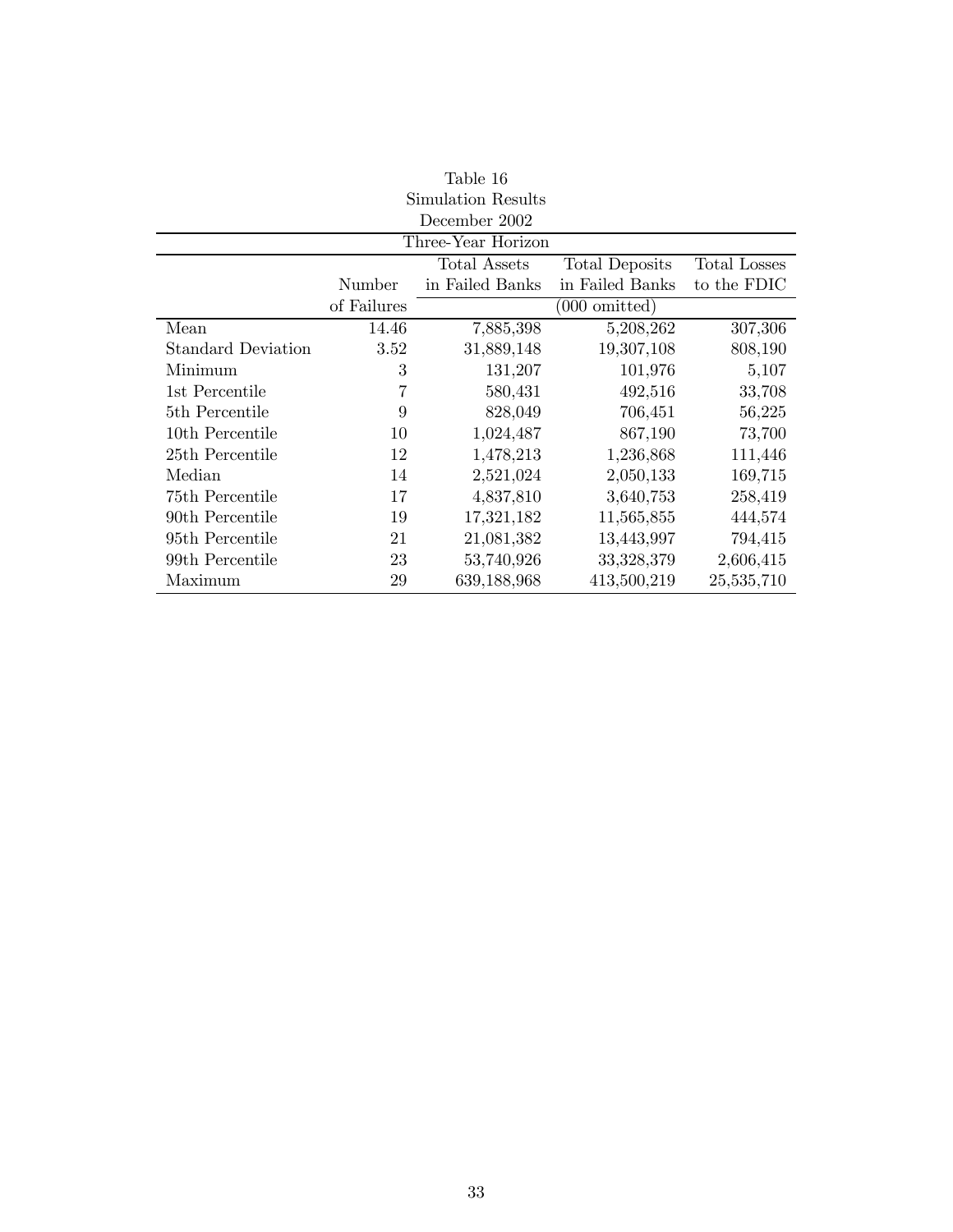Table 16

Simulation Results

December 2002

| Three-Year Horizon | | | | |
|---|---|---|---|---|
| | Number of Failures | Total Assets in Failed Banks | Total Deposits in Failed Banks | Total Losses to the FDIC |
| | | (000 omitted) | | |
| Mean | 14.46 | 7,885,398 | 5,208,262 | 307,306 |
| Standard Deviation | 3.52 | 31,889,148 | 19,307,108 | 808,190 |
| Minimum | 3 | 131,207 | 101,976 | 5,107 |
| 1st Percentile | 7 | 580,431 | 492,516 | 33,708 |
| 5th Percentile | 9 | 828,049 | 706,451 | 56,225 |
| 10th Percentile | 10 | 1,024,487 | 867,190 | 73,700 |
| 25th Percentile | 12 | 1,478,213 | 1,236,868 | 111,446 |
| Median | 14 | 2,521,024 | 2,050,133 | 169,715 |
| 75th Percentile | 17 | 4,837,810 | 3,640,753 | 258,419 |
| 90th Percentile | 19 | 17,321,182 | 11,565,855 | 444,574 |
| 95th Percentile | 21 | 21,081,382 | 13,443,997 | 794,415 |
| 99th Percentile | 23 | 53,740,926 | 33,328,379 | 2,606,415 |
| Maximum | 29 | 639,188,968 | 413,500,219 | 25,535,710 |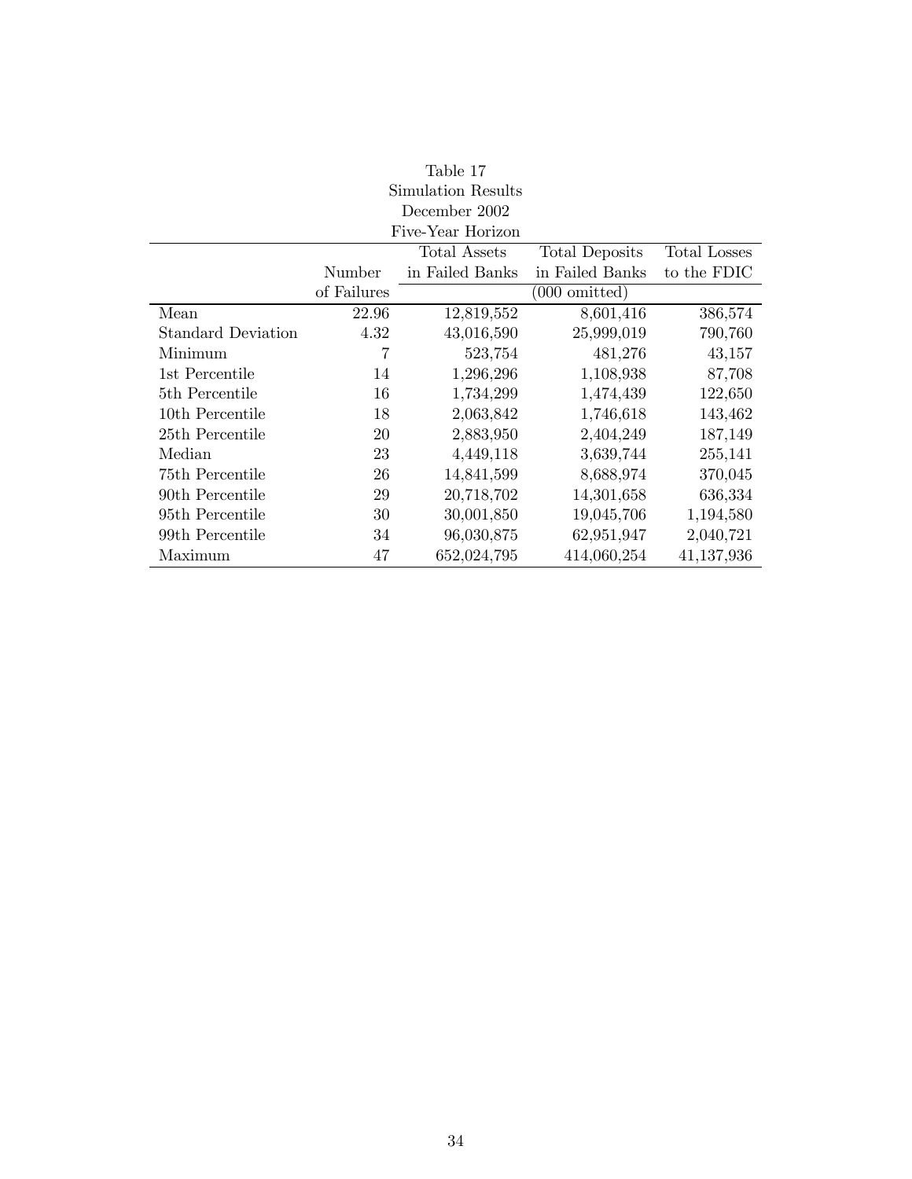Table 17
Simulation Results
December 2002
Five-Year Horizon

| | Number of Failures | Total Assets in Failed Banks | Total Deposits in Failed Banks | Total Losses to the FDIC |
|---|---|---|---|---|
| | | (000 omitted) | | |
| Mean | 22.96 | 12,819,552 | 8,601,416 | 386,574 |
| Standard Deviation | 4.32 | 43,016,590 | 25,999,019 | 790,760 |
| Minimum | 7 | 523,754 | 481,276 | 43,157 |
| 1st Percentile | 14 | 1,296,296 | 1,108,938 | 87,708 |
| 5th Percentile | 16 | 1,734,299 | 1,474,439 | 122,650 |
| 10th Percentile | 18 | 2,063,842 | 1,746,618 | 143,462 |
| 25th Percentile | 20 | 2,883,950 | 2,404,249 | 187,149 |
| Median | 23 | 4,449,118 | 3,639,744 | 255,141 |
| 75th Percentile | 26 | 14,841,599 | 8,688,974 | 370,045 |
| 90th Percentile | 29 | 20,718,702 | 14,301,658 | 636,334 |
| 95th Percentile | 30 | 30,001,850 | 19,045,706 | 1,194,580 |
| 99th Percentile | 34 | 96,030,875 | 62,951,947 | 2,040,721 |
| Maximum | 47 | 652,024,795 | 414,060,254 | 41,137,936 |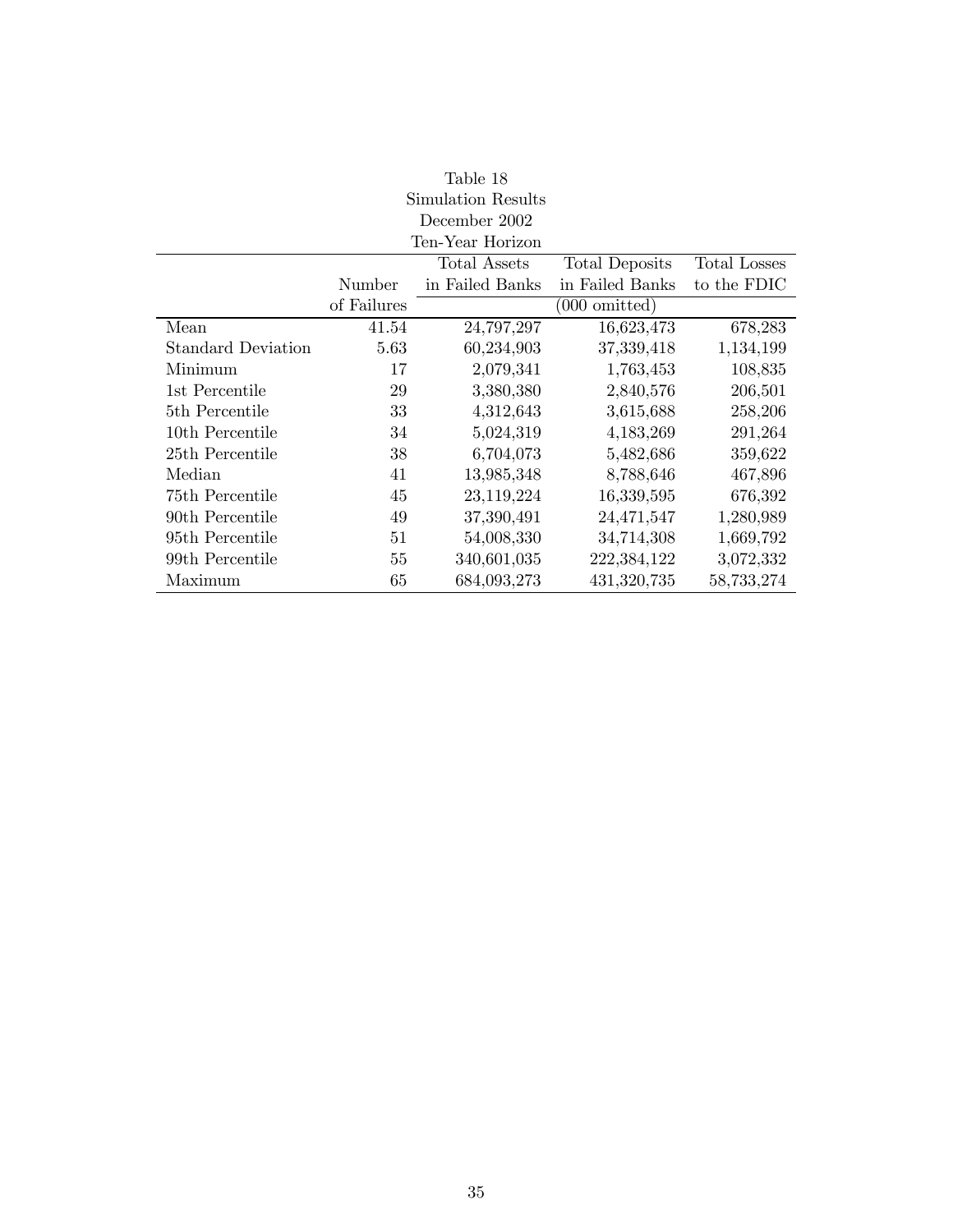Table 18

Simulation Results

December 2002

Ten-Year Horizon

| | Number of Failures | Total Assets in Failed Banks | Total Deposits in Failed Banks (000 omitted) | Total Losses to the FDIC |
|---|---|---|---|---|
| Mean | 41.54 | 24,797,297 | 16,623,473 | 678,283 |
| Standard Deviation | 5.63 | 60,234,903 | 37,339,418 | 1,134,199 |
| Minimum | 17 | 2,079,341 | 1,763,453 | 108,835 |
| 1st Percentile | 29 | 3,380,380 | 2,840,576 | 206,501 |
| 5th Percentile | 33 | 4,312,643 | 3,615,688 | 258,206 |
| 10th Percentile | 34 | 5,024,319 | 4,183,269 | 291,264 |
| 25th Percentile | 38 | 6,704,073 | 5,482,686 | 359,622 |
| Median | 41 | 13,985,348 | 8,788,646 | 467,896 |
| 75th Percentile | 45 | 23,119,224 | 16,339,595 | 676,392 |
| 90th Percentile | 49 | 37,390,491 | 24,471,547 | 1,280,989 |
| 95th Percentile | 51 | 54,008,330 | 34,714,308 | 1,669,792 |
| 99th Percentile | 55 | 340,601,035 | 222,384,122 | 3,072,332 |
| Maximum | 65 | 684,093,273 | 431,320,735 | 58,733,274 |